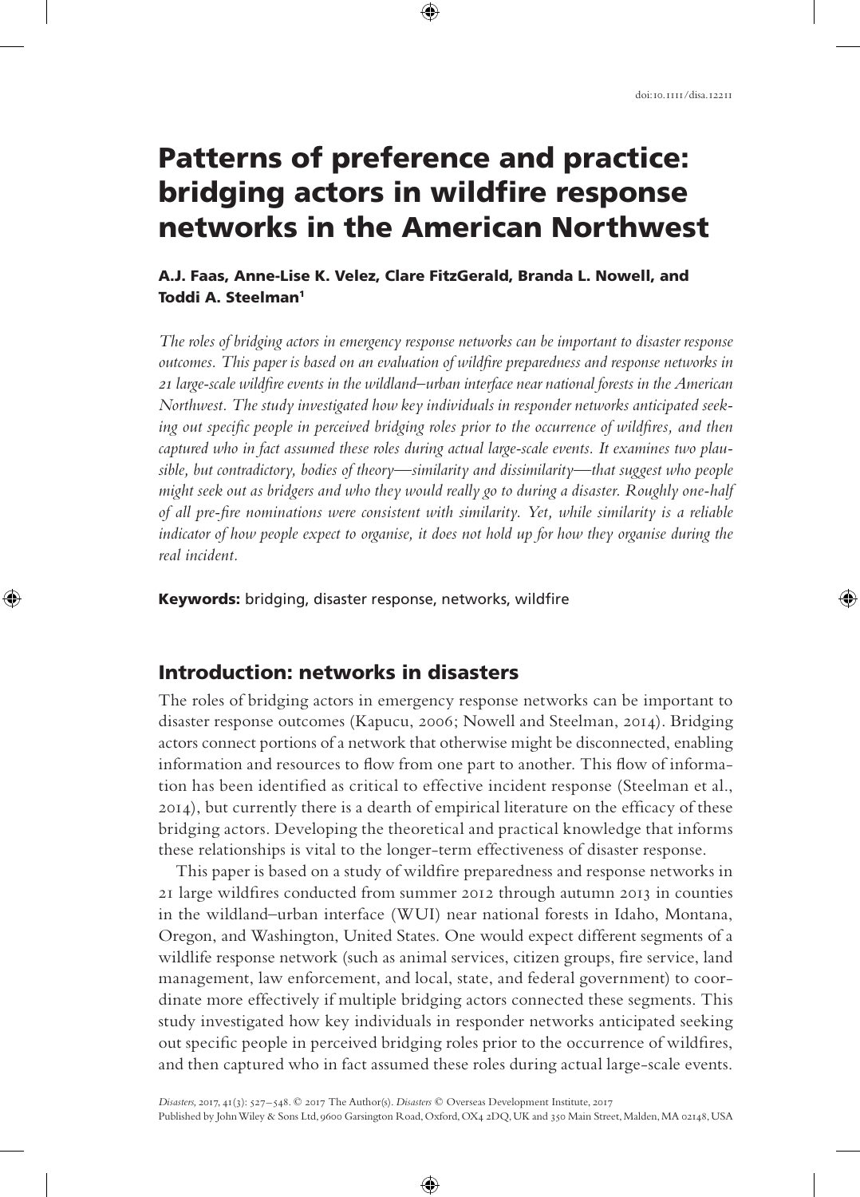# Patterns of preference and practice: bridging actors in wildfire response networks in the American Northwest

**A.J. Faas, Anne-Lise K. Velez, Clare FitzGerald, Branda L. Nowell, and Toddi A. Steelman[1]**

*The roles of bridging actors in emergency response networks can be important to disaster response outcomes. This paper is based on an evaluation of wildfire preparedness and response networks in 21 large-scale wildfire events in the wildland–urban interface near national forests in the American Northwest. The study investigated how key individuals in responder networks anticipated seeking out specific people in perceived bridging roles prior to the occurrence of wildfires, and then captured who in fact assumed these roles during actual large-scale events. It examines two plausible, but contradictory, bodies of theory—similarity and dissimilarity—that suggest who people might seek out as bridgers and who they would really go to during a disaster. Roughly one-half of all pre-fire nominations were consistent with similarity. Yet, while similarity is a reliable indicator of how people expect to organise, it does not hold up for how they organise during the real incident.*

**Keywords:** bridging, disaster response, networks, wildfire

## Introduction: networks in disasters

The roles of bridging actors in emergency response networks can be important to disaster response outcomes (Kapucu, 2006; Nowell and Steelman, 2014). Bridging actors connect portions of a network that otherwise might be disconnected, enabling information and resources to flow from one part to another. This flow of information has been identified as critical to effective incident response (Steelman et al., 2014), but currently there is a dearth of empirical literature on the efficacy of these bridging actors. Developing the theoretical and practical knowledge that informs these relationships is vital to the longer-term effectiveness of disaster response.

This paper is based on a study of wildfire preparedness and response networks in 21 large wildfires conducted from summer 2012 through autumn 2013 in counties in the wildland–urban interface (WUI) near national forests in Idaho, Montana, Oregon, and Washington, United States. One would expect different segments of a wildlife response network (such as animal services, citizen groups, fire service, land management, law enforcement, and local, state, and federal government) to coordinate more effectively if multiple bridging actors connected these segments. This study investigated how key individuals in responder networks anticipated seeking out specific people in perceived bridging roles prior to the occurrence of wildfires, and then captured who in fact assumed these roles during actual large-scale events.

*Disasters*, 2017, 41(3): 527–548. © 2017 The Author(s). *Disasters* © Overseas Development Institute, 2017
Published by John Wiley & Sons Ltd, 9600 Garsington Road, Oxford, OX4 2DQ, UK and 350 Main Street, Malden, MA 02148, USA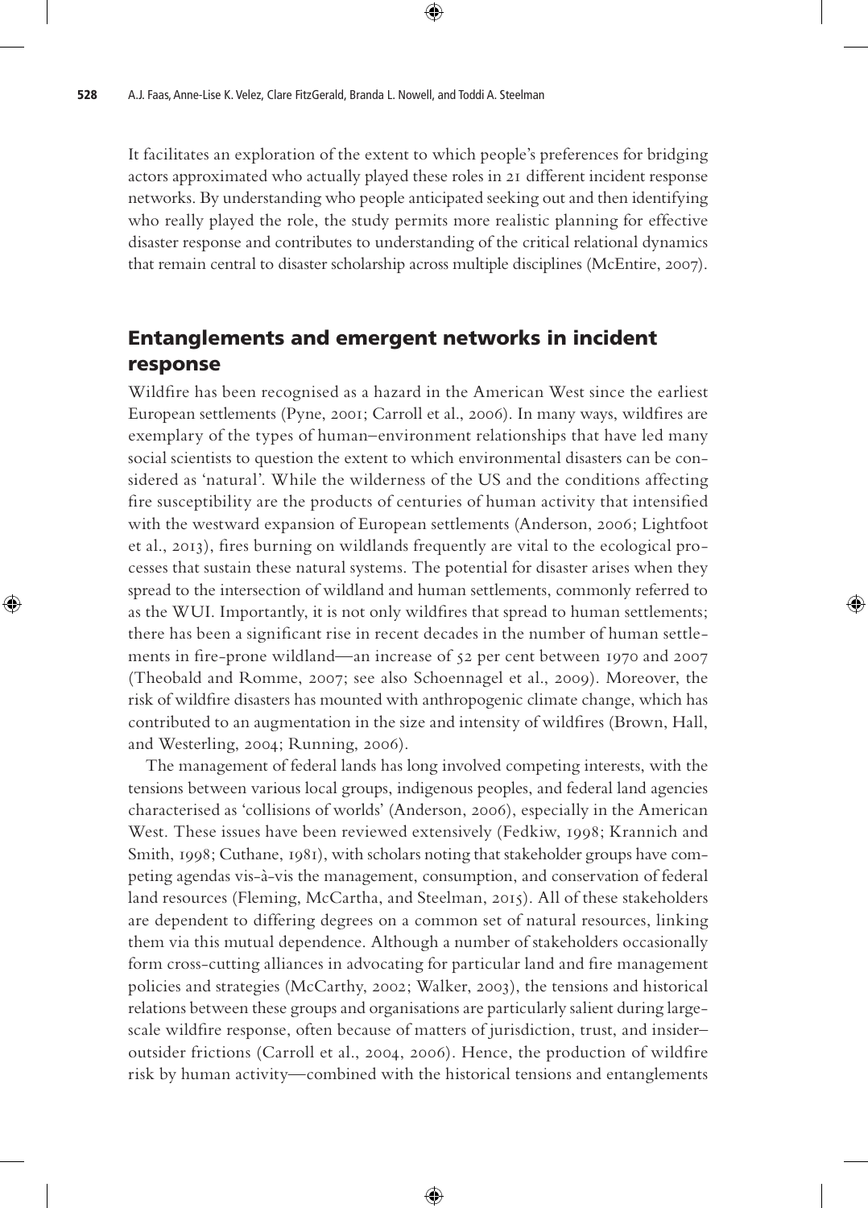It facilitates an exploration of the extent to which people's preferences for bridging actors approximated who actually played these roles in 21 different incident response networks. By understanding who people anticipated seeking out and then identifying who really played the role, the study permits more realistic planning for effective disaster response and contributes to understanding of the critical relational dynamics that remain central to disaster scholarship across multiple disciplines (McEntire, 2007).

## Entanglements and emergent networks in incident response

Wildfire has been recognised as a hazard in the American West since the earliest European settlements (Pyne, 2001; Carroll et al., 2006). In many ways, wildfires are exemplary of the types of human–environment relationships that have led many social scientists to question the extent to which environmental disasters can be considered as 'natural'. While the wilderness of the US and the conditions affecting fire susceptibility are the products of centuries of human activity that intensified with the westward expansion of European settlements (Anderson, 2006; Lightfoot et al., 2013), fires burning on wildlands frequently are vital to the ecological processes that sustain these natural systems. The potential for disaster arises when they spread to the intersection of wildland and human settlements, commonly referred to as the WUI. Importantly, it is not only wildfires that spread to human settlements; there has been a significant rise in recent decades in the number of human settlements in fire-prone wildland—an increase of 52 per cent between 1970 and 2007 (Theobald and Romme, 2007; see also Schoennagel et al., 2009). Moreover, the risk of wildfire disasters has mounted with anthropogenic climate change, which has contributed to an augmentation in the size and intensity of wildfires (Brown, Hall, and Westerling, 2004; Running, 2006).

The management of federal lands has long involved competing interests, with the tensions between various local groups, indigenous peoples, and federal land agencies characterised as 'collisions of worlds' (Anderson, 2006), especially in the American West. These issues have been reviewed extensively (Fedkiw, 1998; Krannich and Smith, 1998; Cuthane, 1981), with scholars noting that stakeholder groups have competing agendas vis-à-vis the management, consumption, and conservation of federal land resources (Fleming, McCartha, and Steelman, 2015). All of these stakeholders are dependent to differing degrees on a common set of natural resources, linking them via this mutual dependence. Although a number of stakeholders occasionally form cross-cutting alliances in advocating for particular land and fire management policies and strategies (McCarthy, 2002; Walker, 2003), the tensions and historical relations between these groups and organisations are particularly salient during large-scale wildfire response, often because of matters of jurisdiction, trust, and insider–outsider frictions (Carroll et al., 2004, 2006). Hence, the production of wildfire risk by human activity—combined with the historical tensions and entanglements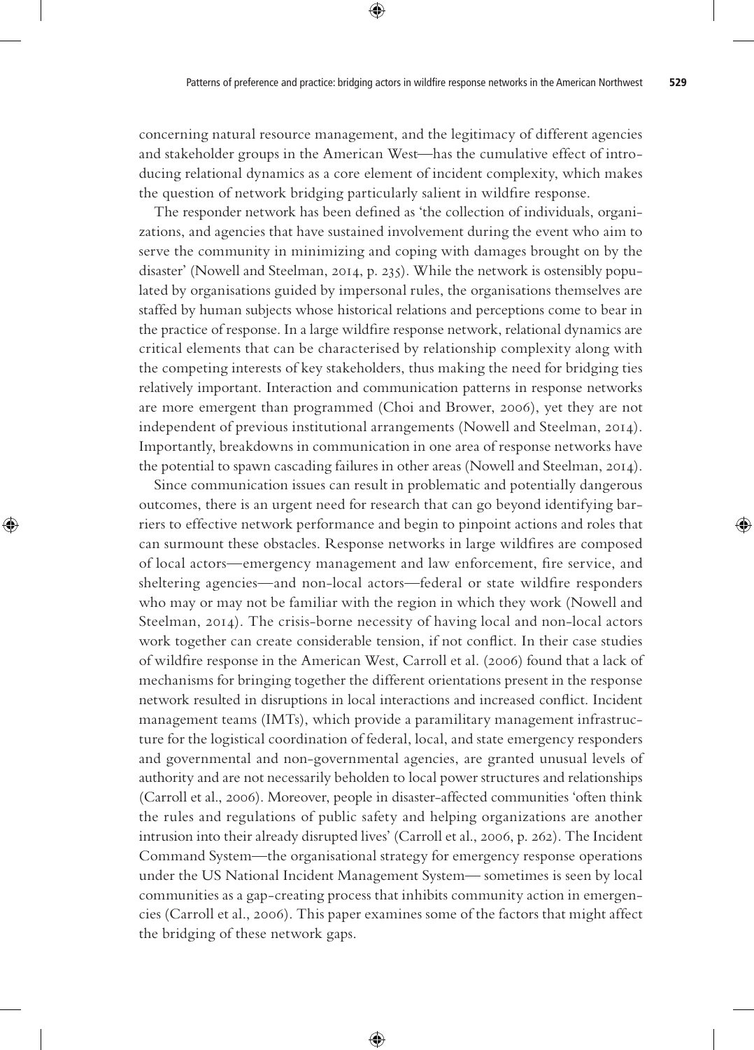concerning natural resource management, and the legitimacy of different agencies and stakeholder groups in the American West—has the cumulative effect of introducing relational dynamics as a core element of incident complexity, which makes the question of network bridging particularly salient in wildfire response.

The responder network has been defined as 'the collection of individuals, organizations, and agencies that have sustained involvement during the event who aim to serve the community in minimizing and coping with damages brought on by the disaster' (Nowell and Steelman, 2014, p. 235). While the network is ostensibly populated by organisations guided by impersonal rules, the organisations themselves are staffed by human subjects whose historical relations and perceptions come to bear in the practice of response. In a large wildfire response network, relational dynamics are critical elements that can be characterised by relationship complexity along with the competing interests of key stakeholders, thus making the need for bridging ties relatively important. Interaction and communication patterns in response networks are more emergent than programmed (Choi and Brower, 2006), yet they are not independent of previous institutional arrangements (Nowell and Steelman, 2014). Importantly, breakdowns in communication in one area of response networks have the potential to spawn cascading failures in other areas (Nowell and Steelman, 2014).

Since communication issues can result in problematic and potentially dangerous outcomes, there is an urgent need for research that can go beyond identifying barriers to effective network performance and begin to pinpoint actions and roles that can surmount these obstacles. Response networks in large wildfires are composed of local actors—emergency management and law enforcement, fire service, and sheltering agencies—and non-local actors—federal or state wildfire responders who may or may not be familiar with the region in which they work (Nowell and Steelman, 2014). The crisis-borne necessity of having local and non-local actors work together can create considerable tension, if not conflict. In their case studies of wildfire response in the American West, Carroll et al. (2006) found that a lack of mechanisms for bringing together the different orientations present in the response network resulted in disruptions in local interactions and increased conflict. Incident management teams (IMTs), which provide a paramilitary management infrastructure for the logistical coordination of federal, local, and state emergency responders and governmental and non-governmental agencies, are granted unusual levels of authority and are not necessarily beholden to local power structures and relationships (Carroll et al., 2006). Moreover, people in disaster-affected communities 'often think the rules and regulations of public safety and helping organizations are another intrusion into their already disrupted lives' (Carroll et al., 2006, p. 262). The Incident Command System—the organisational strategy for emergency response operations under the US National Incident Management System— sometimes is seen by local communities as a gap-creating process that inhibits community action in emergencies (Carroll et al., 2006). This paper examines some of the factors that might affect the bridging of these network gaps.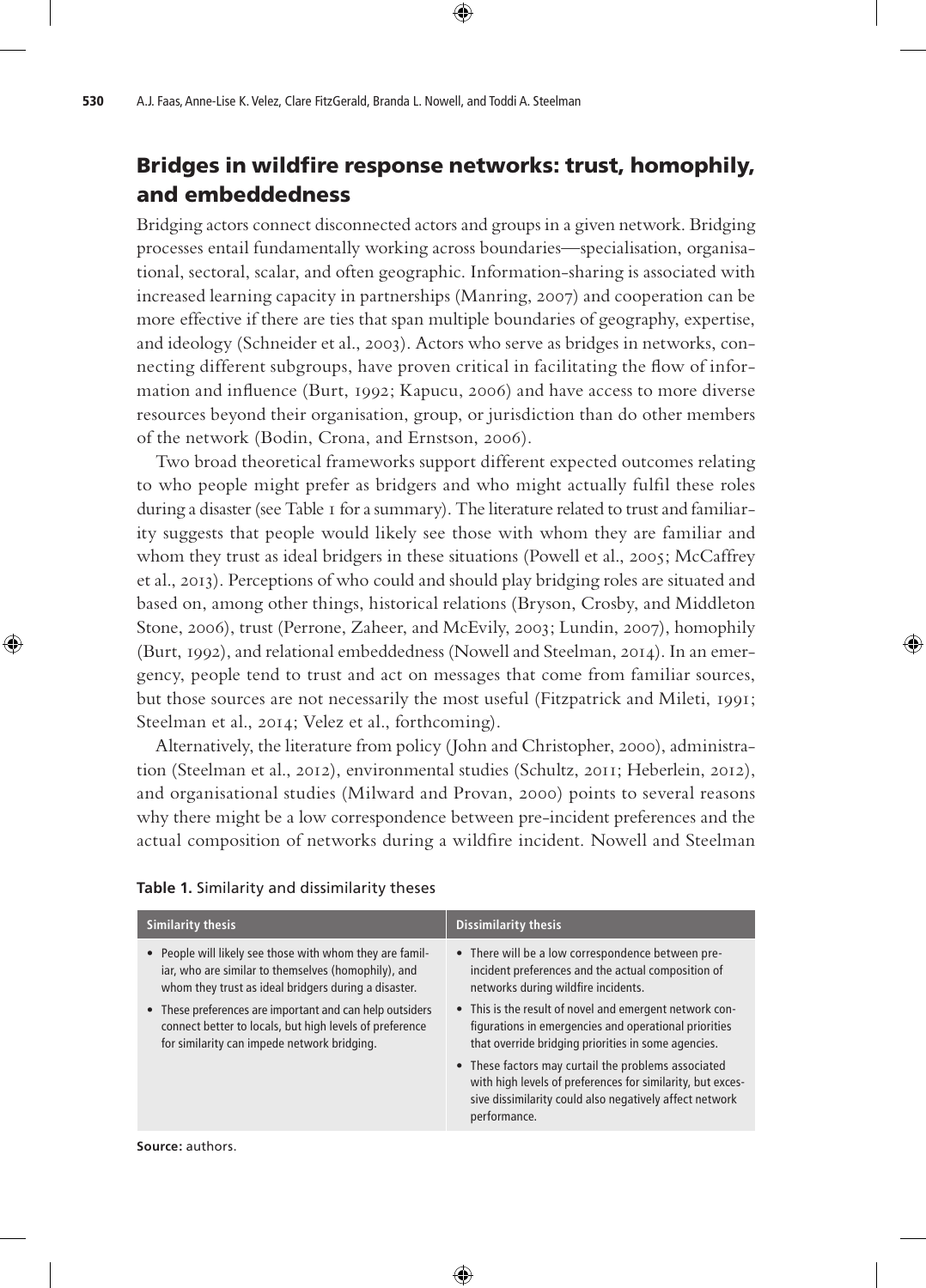## Bridges in wildfire response networks: trust, homophily, and embeddedness

Bridging actors connect disconnected actors and groups in a given network. Bridging processes entail fundamentally working across boundaries—specialisation, organisational, sectoral, scalar, and often geographic. Information-sharing is associated with increased learning capacity in partnerships (Manring, 2007) and cooperation can be more effective if there are ties that span multiple boundaries of geography, expertise, and ideology (Schneider et al., 2003). Actors who serve as bridges in networks, connecting different subgroups, have proven critical in facilitating the flow of information and influence (Burt, 1992; Kapucu, 2006) and have access to more diverse resources beyond their organisation, group, or jurisdiction than do other members of the network (Bodin, Crona, and Ernstson, 2006).

Two broad theoretical frameworks support different expected outcomes relating to who people might prefer as bridgers and who might actually fulfil these roles during a disaster (see Table 1 for a summary). The literature related to trust and familiarity suggests that people would likely see those with whom they are familiar and whom they trust as ideal bridgers in these situations (Powell et al., 2005; McCaffrey et al., 2013). Perceptions of who could and should play bridging roles are situated and based on, among other things, historical relations (Bryson, Crosby, and Middleton Stone, 2006), trust (Perrone, Zaheer, and McEvily, 2003; Lundin, 2007), homophily (Burt, 1992), and relational embeddedness (Nowell and Steelman, 2014). In an emergency, people tend to trust and act on messages that come from familiar sources, but those sources are not necessarily the most useful (Fitzpatrick and Mileti, 1991; Steelman et al., 2014; Velez et al., forthcoming).

Alternatively, the literature from policy (John and Christopher, 2000), administration (Steelman et al., 2012), environmental studies (Schultz, 2011; Heberlein, 2012), and organisational studies (Milward and Provan, 2000) points to several reasons why there might be a low correspondence between pre-incident preferences and the actual composition of networks during a wildfire incident. Nowell and Steelman

**Table 1.** Similarity and dissimilarity theses

| Similarity thesis | Dissimilarity thesis |
|---|---|
| • People will likely see those with whom they are familiar, who are similar to themselves (homophily), and whom they trust as ideal bridgers during a disaster.<br>• These preferences are important and can help outsiders connect better to locals, but high levels of preference for similarity can impede network bridging. | • There will be a low correspondence between pre-incident preferences and the actual composition of networks during wildfire incidents.<br>• This is the result of novel and emergent network configurations in emergencies and operational priorities that override bridging priorities in some agencies.<br>• These factors may curtail the problems associated with high levels of preferences for similarity, but excessive dissimilarity could also negatively affect network performance. |

**Source:** authors.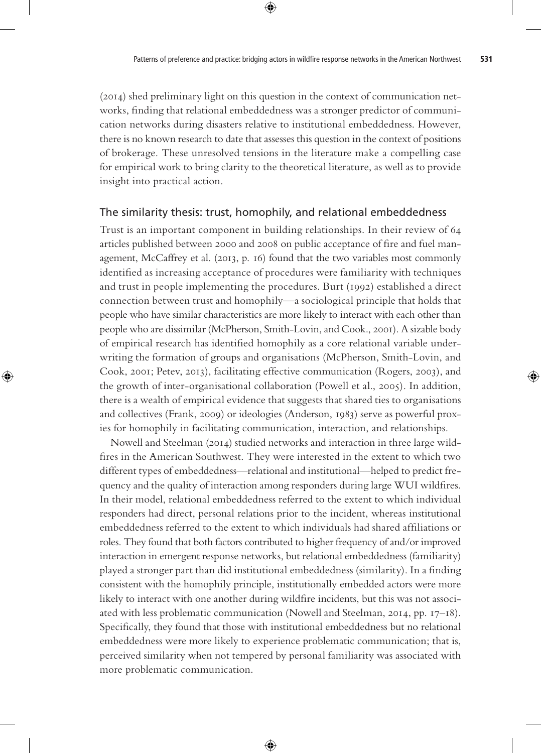(2014) shed preliminary light on this question in the context of communication networks, finding that relational embeddedness was a stronger predictor of communication networks during disasters relative to institutional embeddedness. However, there is no known research to date that assesses this question in the context of positions of brokerage. These unresolved tensions in the literature make a compelling case for empirical work to bring clarity to the theoretical literature, as well as to provide insight into practical action.

## The similarity thesis: trust, homophily, and relational embeddedness

Trust is an important component in building relationships. In their review of 64 articles published between 2000 and 2008 on public acceptance of fire and fuel management, McCaffrey et al. (2013, p. 16) found that the two variables most commonly identified as increasing acceptance of procedures were familiarity with techniques and trust in people implementing the procedures. Burt (1992) established a direct connection between trust and homophily—a sociological principle that holds that people who have similar characteristics are more likely to interact with each other than people who are dissimilar (McPherson, Smith-Lovin, and Cook., 2001). A sizable body of empirical research has identified homophily as a core relational variable underwriting the formation of groups and organisations (McPherson, Smith-Lovin, and Cook, 2001; Petev, 2013), facilitating effective communication (Rogers, 2003), and the growth of inter-organisational collaboration (Powell et al., 2005). In addition, there is a wealth of empirical evidence that suggests that shared ties to organisations and collectives (Frank, 2009) or ideologies (Anderson, 1983) serve as powerful proxies for homophily in facilitating communication, interaction, and relationships.

Nowell and Steelman (2014) studied networks and interaction in three large wildfires in the American Southwest. They were interested in the extent to which two different types of embeddedness—relational and institutional—helped to predict frequency and the quality of interaction among responders during large WUI wildfires. In their model, relational embeddedness referred to the extent to which individual responders had direct, personal relations prior to the incident, whereas institutional embeddedness referred to the extent to which individuals had shared affiliations or roles. They found that both factors contributed to higher frequency of and/or improved interaction in emergent response networks, but relational embeddedness (familiarity) played a stronger part than did institutional embeddedness (similarity). In a finding consistent with the homophily principle, institutionally embedded actors were more likely to interact with one another during wildfire incidents, but this was not associated with less problematic communication (Nowell and Steelman, 2014, pp. 17–18). Specifically, they found that those with institutional embeddedness but no relational embeddedness were more likely to experience problematic communication; that is, perceived similarity when not tempered by personal familiarity was associated with more problematic communication.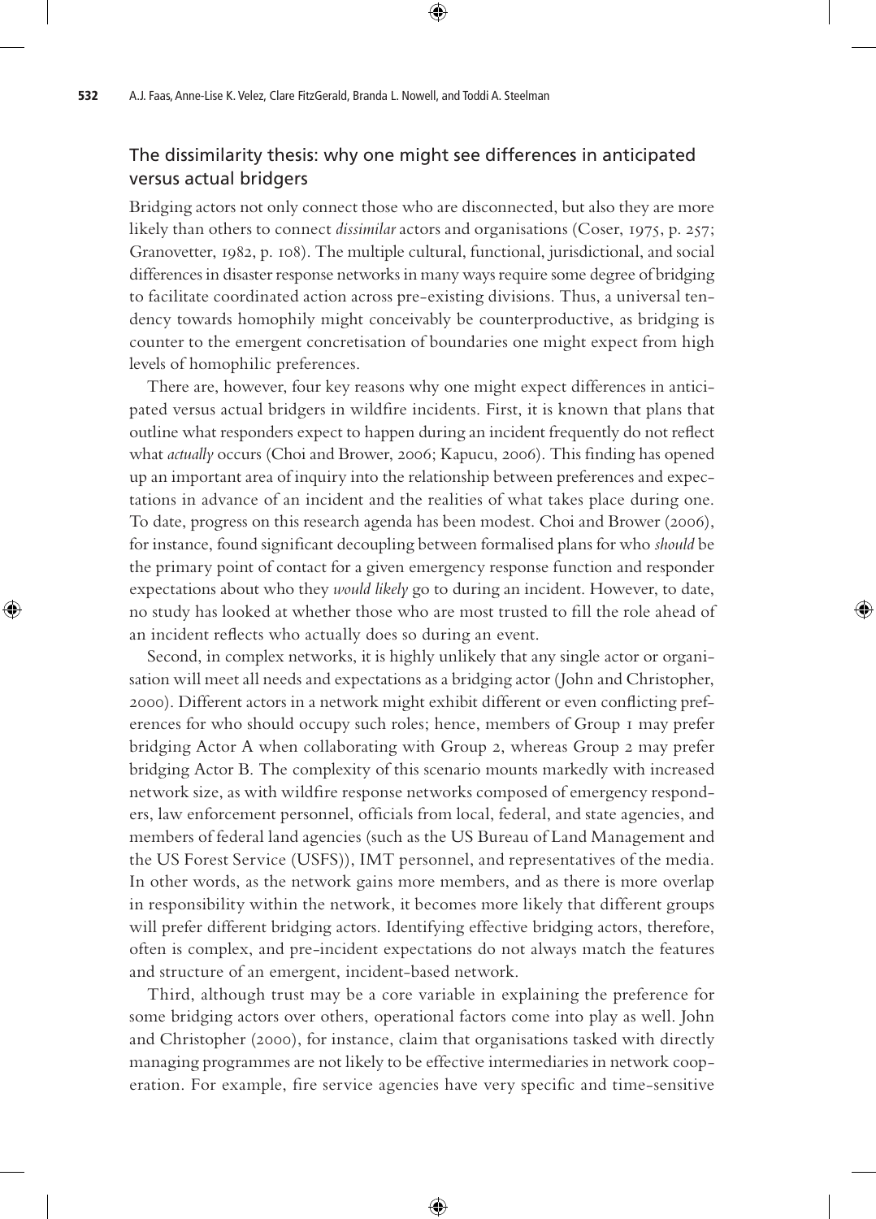## The dissimilarity thesis: why one might see differences in anticipated versus actual bridgers

Bridging actors not only connect those who are disconnected, but also they are more likely than others to connect *dissimilar* actors and organisations (Coser, 1975, p. 257; Granovetter, 1982, p. 108). The multiple cultural, functional, jurisdictional, and social differences in disaster response networks in many ways require some degree of bridging to facilitate coordinated action across pre-existing divisions. Thus, a universal tendency towards homophily might conceivably be counterproductive, as bridging is counter to the emergent concretisation of boundaries one might expect from high levels of homophilic preferences.

There are, however, four key reasons why one might expect differences in anticipated versus actual bridgers in wildfire incidents. First, it is known that plans that outline what responders expect to happen during an incident frequently do not reflect what *actually* occurs (Choi and Brower, 2006; Kapucu, 2006). This finding has opened up an important area of inquiry into the relationship between preferences and expectations in advance of an incident and the realities of what takes place during one. To date, progress on this research agenda has been modest. Choi and Brower (2006), for instance, found significant decoupling between formalised plans for who *should* be the primary point of contact for a given emergency response function and responder expectations about who they *would likely* go to during an incident. However, to date, no study has looked at whether those who are most trusted to fill the role ahead of an incident reflects who actually does so during an event.

Second, in complex networks, it is highly unlikely that any single actor or organisation will meet all needs and expectations as a bridging actor (John and Christopher, 2000). Different actors in a network might exhibit different or even conflicting preferences for who should occupy such roles; hence, members of Group 1 may prefer bridging Actor A when collaborating with Group 2, whereas Group 2 may prefer bridging Actor B. The complexity of this scenario mounts markedly with increased network size, as with wildfire response networks composed of emergency responders, law enforcement personnel, officials from local, federal, and state agencies, and members of federal land agencies (such as the US Bureau of Land Management and the US Forest Service (USFS)), IMT personnel, and representatives of the media. In other words, as the network gains more members, and as there is more overlap in responsibility within the network, it becomes more likely that different groups will prefer different bridging actors. Identifying effective bridging actors, therefore, often is complex, and pre-incident expectations do not always match the features and structure of an emergent, incident-based network.

Third, although trust may be a core variable in explaining the preference for some bridging actors over others, operational factors come into play as well. John and Christopher (2000), for instance, claim that organisations tasked with directly managing programmes are not likely to be effective intermediaries in network cooperation. For example, fire service agencies have very specific and time-sensitive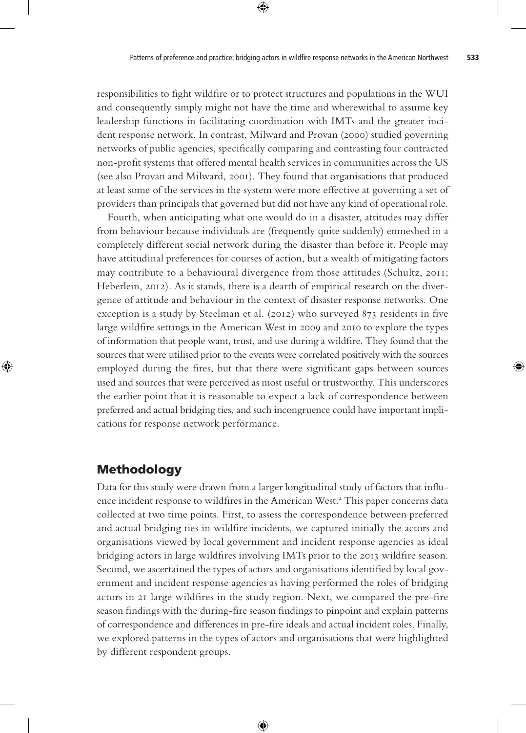responsibilities to fight wildfire or to protect structures and populations in the WUI and consequently simply might not have the time and wherewithal to assume key leadership functions in facilitating coordination with IMTs and the greater incident response network. In contrast, Milward and Provan (2000) studied governing networks of public agencies, specifically comparing and contrasting four contracted non-profit systems that offered mental health services in communities across the US (see also Provan and Milward, 2001). They found that organisations that produced at least some of the services in the system were more effective at governing a set of providers than principals that governed but did not have any kind of operational role.

Fourth, when anticipating what one would do in a disaster, attitudes may differ from behaviour because individuals are (frequently quite suddenly) enmeshed in a completely different social network during the disaster than before it. People may have attitudinal preferences for courses of action, but a wealth of mitigating factors may contribute to a behavioural divergence from those attitudes (Schultz, 2011; Heberlein, 2012). As it stands, there is a dearth of empirical research on the divergence of attitude and behaviour in the context of disaster response networks. One exception is a study by Steelman et al. (2012) who surveyed 873 residents in five large wildfire settings in the American West in 2009 and 2010 to explore the types of information that people want, trust, and use during a wildfire. They found that the sources that were utilised prior to the events were correlated positively with the sources employed during the fires, but that there were significant gaps between sources used and sources that were perceived as most useful or trustworthy. This underscores the earlier point that it is reasonable to expect a lack of correspondence between preferred and actual bridging ties, and such incongruence could have important implications for response network performance.

## Methodology

Data for this study were drawn from a larger longitudinal study of factors that influence incident response to wildfires in the American West.[2] This paper concerns data collected at two time points. First, to assess the correspondence between preferred and actual bridging ties in wildfire incidents, we captured initially the actors and organisations viewed by local government and incident response agencies as ideal bridging actors in large wildfires involving IMTs prior to the 2013 wildfire season. Second, we ascertained the types of actors and organisations identified by local government and incident response agencies as having performed the roles of bridging actors in 21 large wildfires in the study region. Next, we compared the pre-fire season findings with the during-fire season findings to pinpoint and explain patterns of correspondence and differences in pre-fire ideals and actual incident roles. Finally, we explored patterns in the types of actors and organisations that were highlighted by different respondent groups.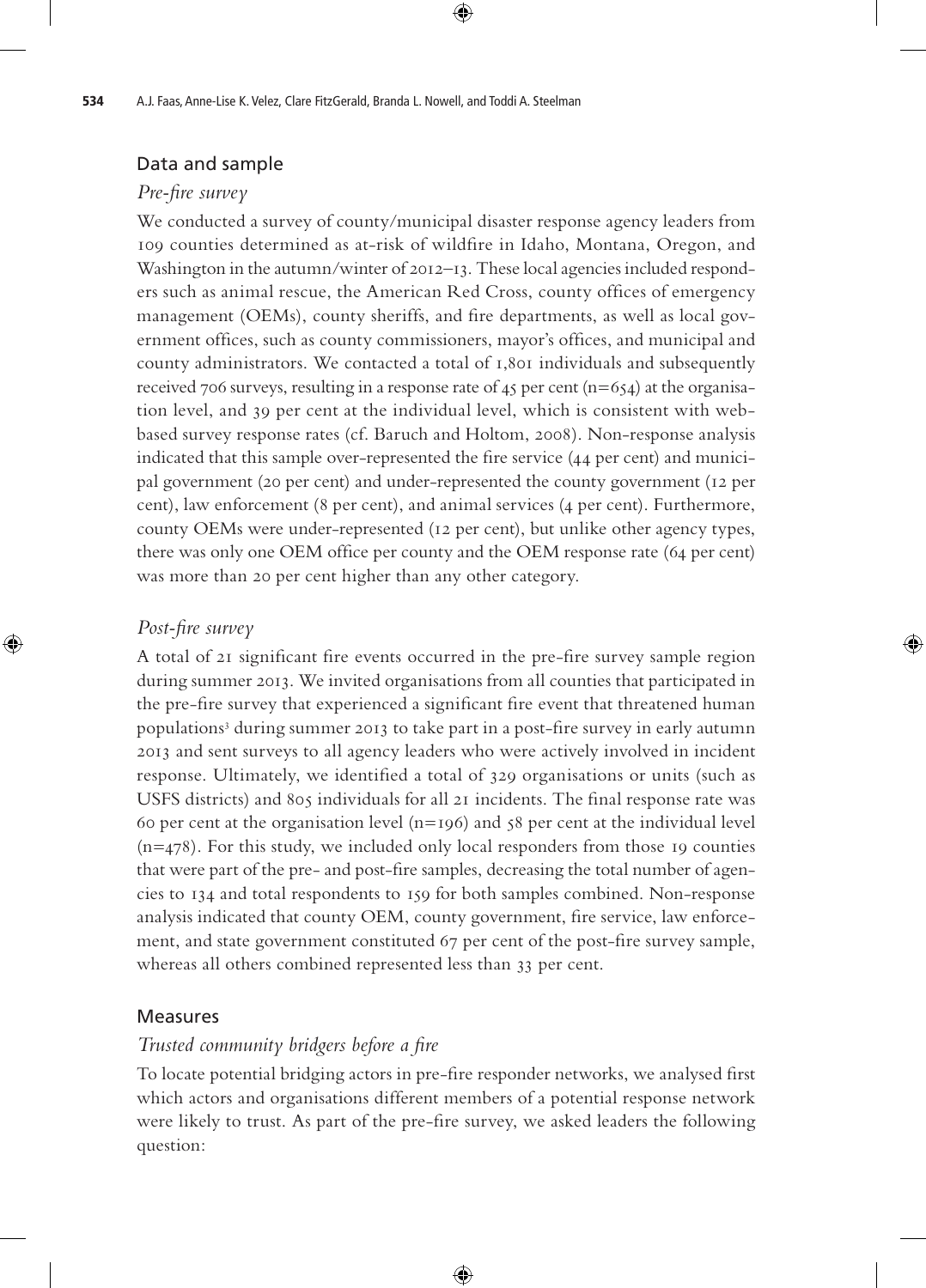## Data and sample

### *Pre-fire survey*

We conducted a survey of county/municipal disaster response agency leaders from 109 counties determined as at-risk of wildfire in Idaho, Montana, Oregon, and Washington in the autumn/winter of 2012–13. These local agencies included responders such as animal rescue, the American Red Cross, county offices of emergency management (OEMs), county sheriffs, and fire departments, as well as local government offices, such as county commissioners, mayor's offices, and municipal and county administrators. We contacted a total of 1,801 individuals and subsequently received 706 surveys, resulting in a response rate of 45 per cent (n=654) at the organisation level, and 39 per cent at the individual level, which is consistent with web-based survey response rates (cf. Baruch and Holtom, 2008). Non-response analysis indicated that this sample over-represented the fire service (44 per cent) and municipal government (20 per cent) and under-represented the county government (12 per cent), law enforcement (8 per cent), and animal services (4 per cent). Furthermore, county OEMs were under-represented (12 per cent), but unlike other agency types, there was only one OEM office per county and the OEM response rate (64 per cent) was more than 20 per cent higher than any other category.

### *Post-fire survey*

A total of 21 significant fire events occurred in the pre-fire survey sample region during summer 2013. We invited organisations from all counties that participated in the pre-fire survey that experienced a significant fire event that threatened human populations[3] during summer 2013 to take part in a post-fire survey in early autumn 2013 and sent surveys to all agency leaders who were actively involved in incident response. Ultimately, we identified a total of 329 organisations or units (such as USFS districts) and 805 individuals for all 21 incidents. The final response rate was 60 per cent at the organisation level (n=196) and 58 per cent at the individual level (n=478). For this study, we included only local responders from those 19 counties that were part of the pre- and post-fire samples, decreasing the total number of agencies to 134 and total respondents to 159 for both samples combined. Non-response analysis indicated that county OEM, county government, fire service, law enforcement, and state government constituted 67 per cent of the post-fire survey sample, whereas all others combined represented less than 33 per cent.

## Measures

### *Trusted community bridgers before a fire*

To locate potential bridging actors in pre-fire responder networks, we analysed first which actors and organisations different members of a potential response network were likely to trust. As part of the pre-fire survey, we asked leaders the following question: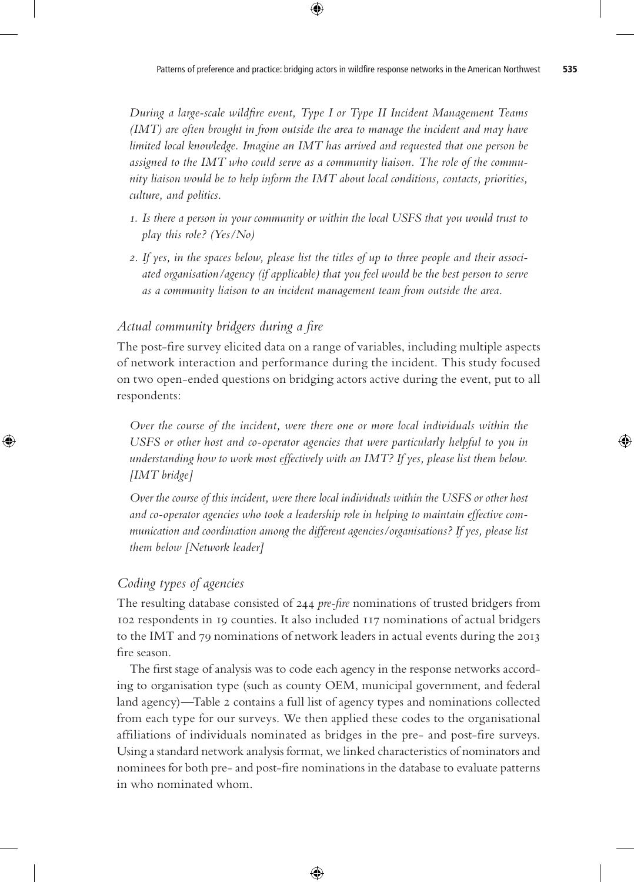*During a large-scale wildfire event, Type I or Type II Incident Management Teams (IMT) are often brought in from outside the area to manage the incident and may have limited local knowledge. Imagine an IMT has arrived and requested that one person be assigned to the IMT who could serve as a community liaison. The role of the community liaison would be to help inform the IMT about local conditions, contacts, priorities, culture, and politics.*

1. *Is there a person in your community or within the local USFS that you would trust to play this role? (Yes/No)*
2. *If yes, in the spaces below, please list the titles of up to three people and their associated organisation/agency (if applicable) that you feel would be the best person to serve as a community liaison to an incident management team from outside the area.*

### *Actual community bridgers during a fire*

The post-fire survey elicited data on a range of variables, including multiple aspects of network interaction and performance during the incident. This study focused on two open-ended questions on bridging actors active during the event, put to all respondents:

*Over the course of the incident, were there one or more local individuals within the USFS or other host and co-operator agencies that were particularly helpful to you in understanding how to work most effectively with an IMT? If yes, please list them below. [IMT bridge]*

*Over the course of this incident, were there local individuals within the USFS or other host and co-operator agencies who took a leadership role in helping to maintain effective communication and coordination among the different agencies/organisations? If yes, please list them below [Network leader]*

### *Coding types of agencies*

The resulting database consisted of 244 *pre-fire* nominations of trusted bridgers from 102 respondents in 19 counties. It also included 117 nominations of actual bridgers to the IMT and 79 nominations of network leaders in actual events during the 2013 fire season.

The first stage of analysis was to code each agency in the response networks according to organisation type (such as county OEM, municipal government, and federal land agency)—Table 2 contains a full list of agency types and nominations collected from each type for our surveys. We then applied these codes to the organisational affiliations of individuals nominated as bridges in the pre- and post-fire surveys. Using a standard network analysis format, we linked characteristics of nominators and nominees for both pre- and post-fire nominations in the database to evaluate patterns in who nominated whom.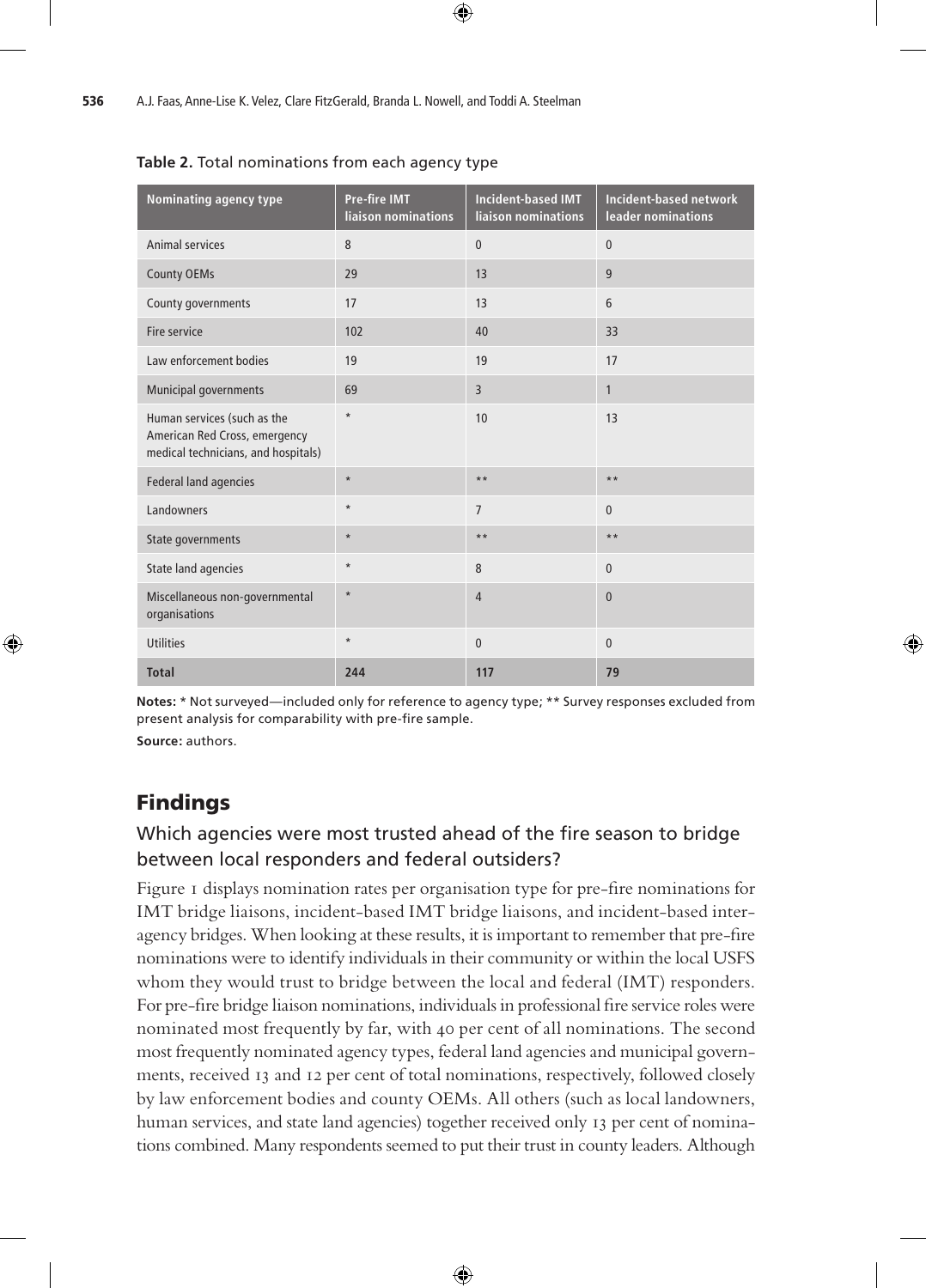**Table 2.** Total nominations from each agency type

| Nominating agency type | Pre-fire IMT liaison nominations | Incident-based IMT liaison nominations | Incident-based network leader nominations |
|---|---|---|---|
| Animal services | 8 | 0 | 0 |
| County OEMs | 29 | 13 | 9 |
| County governments | 17 | 13 | 6 |
| Fire service | 102 | 40 | 33 |
| Law enforcement bodies | 19 | 19 | 17 |
| Municipal governments | 69 | 3 | 1 |
| Human services (such as the American Red Cross, emergency medical technicians, and hospitals) | * | 10 | 13 |
| Federal land agencies | * | ** | ** |
| Landowners | * | 7 | 0 |
| State governments | * | ** | ** |
| State land agencies | * | 8 | 0 |
| Miscellaneous non-governmental organisations | * | 4 | 0 |
| Utilities | * | 0 | 0 |
| **Total** | **244** | **117** | **79** |

**Notes:** * Not surveyed—included only for reference to agency type; ** Survey responses excluded from present analysis for comparability with pre-fire sample.

**Source:** authors.

## Findings

### Which agencies were most trusted ahead of the fire season to bridge between local responders and federal outsiders?

Figure 1 displays nomination rates per organisation type for pre-fire nominations for IMT bridge liaisons, incident-based IMT bridge liaisons, and incident-based inter-agency bridges. When looking at these results, it is important to remember that pre-fire nominations were to identify individuals in their community or within the local USFS whom they would trust to bridge between the local and federal (IMT) responders. For pre-fire bridge liaison nominations, individuals in professional fire service roles were nominated most frequently by far, with 40 per cent of all nominations. The second most frequently nominated agency types, federal land agencies and municipal governments, received 13 and 12 per cent of total nominations, respectively, followed closely by law enforcement bodies and county OEMs. All others (such as local landowners, human services, and state land agencies) together received only 13 per cent of nominations combined. Many respondents seemed to put their trust in county leaders. Although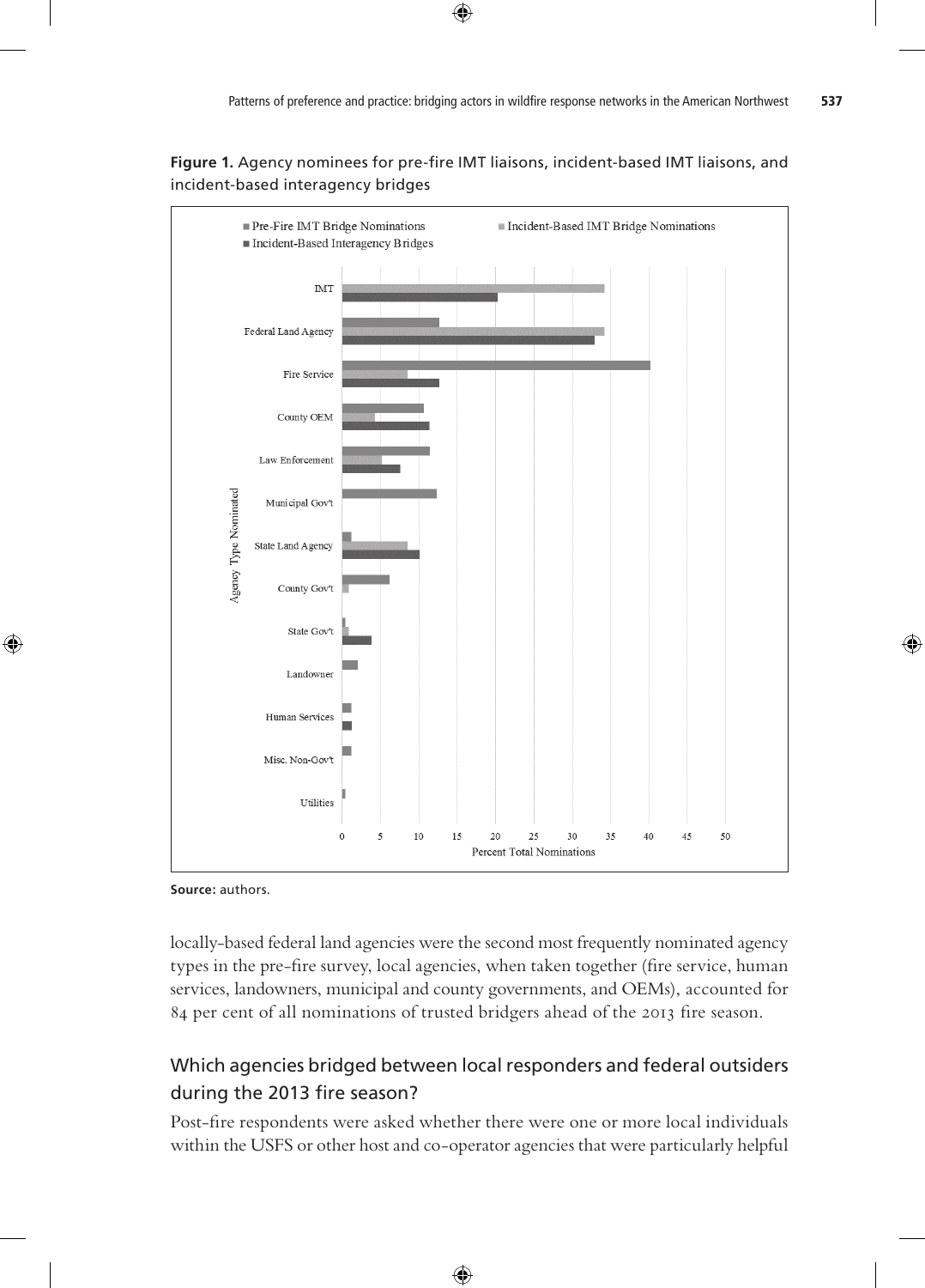**Figure 1.** Agency nominees for pre-fire IMT liaisons, incident-based IMT liaisons, and incident-based interagency bridges

**Source:** authors.

locally-based federal land agencies were the second most frequently nominated agency types in the pre-fire survey, local agencies, when taken together (fire service, human services, landowners, municipal and county governments, and OEMs), accounted for 84 per cent of all nominations of trusted bridgers ahead of the 2013 fire season.

## Which agencies bridged between local responders and federal outsiders during the 2013 fire season?

Post-fire respondents were asked whether there were one or more local individuals within the USFS or other host and co-operator agencies that were particularly helpful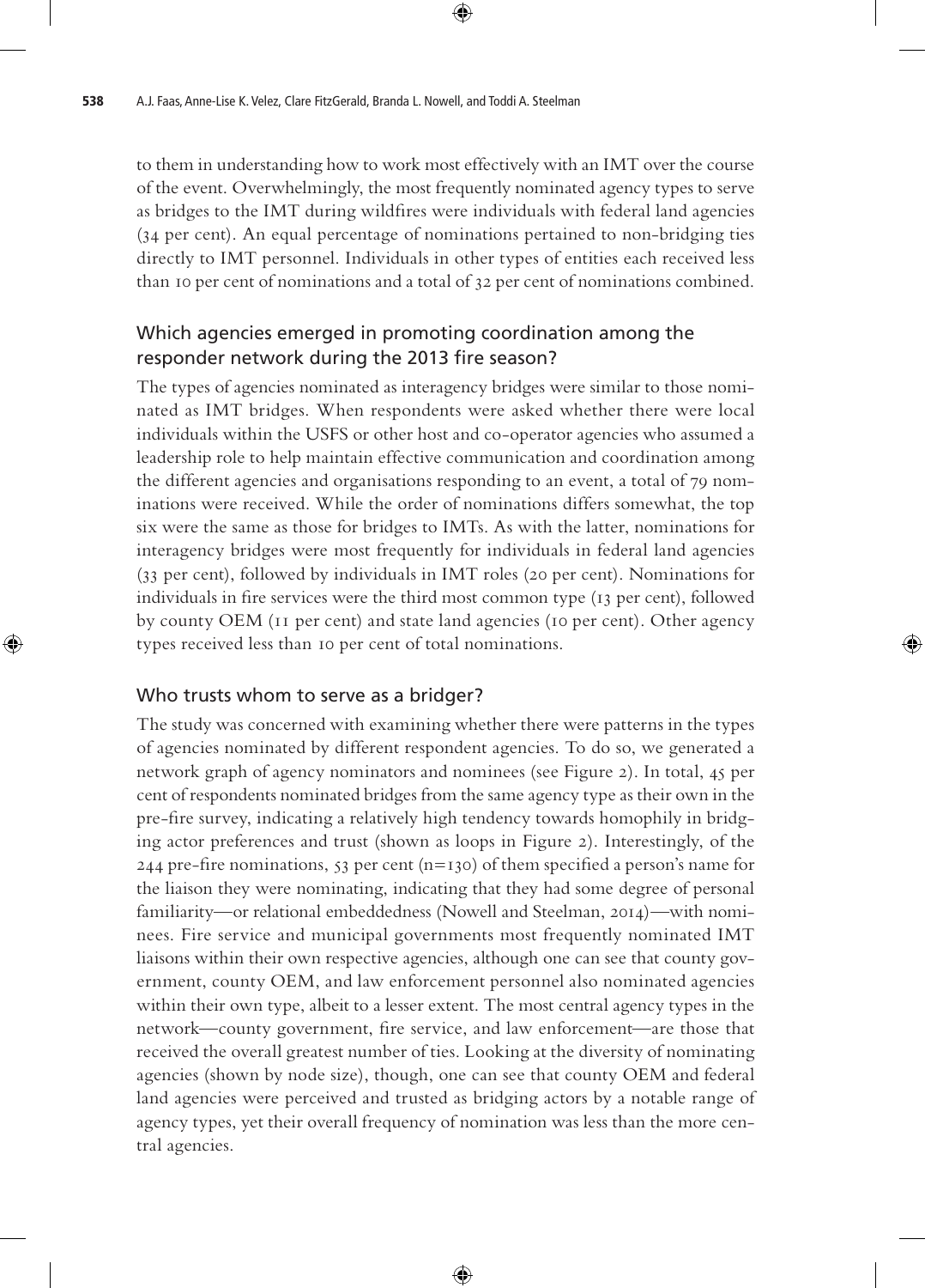to them in understanding how to work most effectively with an IMT over the course of the event. Overwhelmingly, the most frequently nominated agency types to serve as bridges to the IMT during wildfires were individuals with federal land agencies (34 per cent). An equal percentage of nominations pertained to non-bridging ties directly to IMT personnel. Individuals in other types of entities each received less than 10 per cent of nominations and a total of 32 per cent of nominations combined.

## Which agencies emerged in promoting coordination among the responder network during the 2013 fire season?

The types of agencies nominated as interagency bridges were similar to those nominated as IMT bridges. When respondents were asked whether there were local individuals within the USFS or other host and co-operator agencies who assumed a leadership role to help maintain effective communication and coordination among the different agencies and organisations responding to an event, a total of 79 nominations were received. While the order of nominations differs somewhat, the top six were the same as those for bridges to IMTs. As with the latter, nominations for interagency bridges were most frequently for individuals in federal land agencies (33 per cent), followed by individuals in IMT roles (20 per cent). Nominations for individuals in fire services were the third most common type (13 per cent), followed by county OEM (11 per cent) and state land agencies (10 per cent). Other agency types received less than 10 per cent of total nominations.

## Who trusts whom to serve as a bridger?

The study was concerned with examining whether there were patterns in the types of agencies nominated by different respondent agencies. To do so, we generated a network graph of agency nominators and nominees (see Figure 2). In total, 45 per cent of respondents nominated bridges from the same agency type as their own in the pre-fire survey, indicating a relatively high tendency towards homophily in bridging actor preferences and trust (shown as loops in Figure 2). Interestingly, of the 244 pre-fire nominations, 53 per cent (n=130) of them specified a person's name for the liaison they were nominating, indicating that they had some degree of personal familiarity—or relational embeddedness (Nowell and Steelman, 2014)—with nominees. Fire service and municipal governments most frequently nominated IMT liaisons within their own respective agencies, although one can see that county government, county OEM, and law enforcement personnel also nominated agencies within their own type, albeit to a lesser extent. The most central agency types in the network—county government, fire service, and law enforcement—are those that received the overall greatest number of ties. Looking at the diversity of nominating agencies (shown by node size), though, one can see that county OEM and federal land agencies were perceived and trusted as bridging actors by a notable range of agency types, yet their overall frequency of nomination was less than the more central agencies.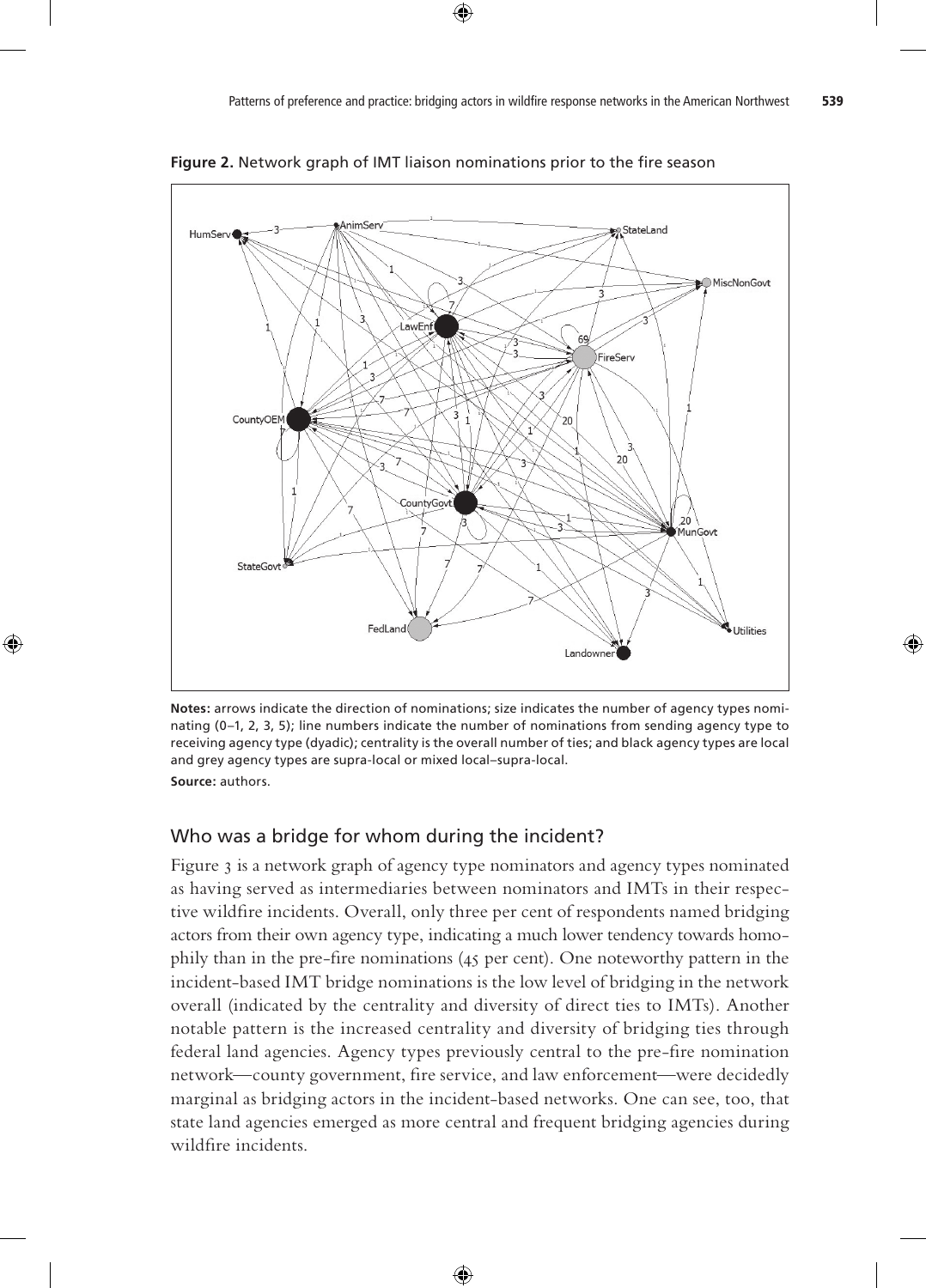**Figure 2.** Network graph of IMT liaison nominations prior to the fire season

**Notes:** arrows indicate the direction of nominations; size indicates the number of agency types nominating (0–1, 2, 3, 5); line numbers indicate the number of nominations from sending agency type to receiving agency type (dyadic); centrality is the overall number of ties; and black agency types are local and grey agency types are supra-local or mixed local–supra-local.

**Source:** authors.

## Who was a bridge for whom during the incident?

Figure 3 is a network graph of agency type nominators and agency types nominated as having served as intermediaries between nominators and IMTs in their respective wildfire incidents. Overall, only three per cent of respondents named bridging actors from their own agency type, indicating a much lower tendency towards homophily than in the pre-fire nominations (45 per cent). One noteworthy pattern in the incident-based IMT bridge nominations is the low level of bridging in the network overall (indicated by the centrality and diversity of direct ties to IMTs). Another notable pattern is the increased centrality and diversity of bridging ties through federal land agencies. Agency types previously central to the pre-fire nomination network—county government, fire service, and law enforcement—were decidedly marginal as bridging actors in the incident-based networks. One can see, too, that state land agencies emerged as more central and frequent bridging agencies during wildfire incidents.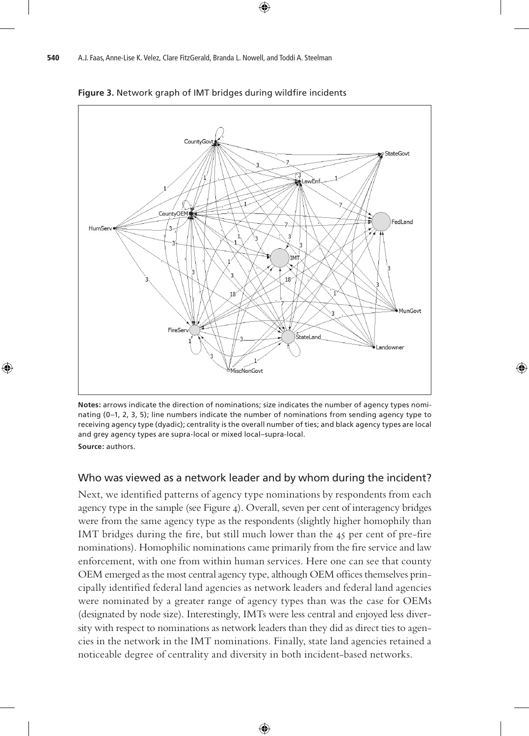**Figure 3.** Network graph of IMT bridges during wildfire incidents

**Notes:** arrows indicate the direction of nominations; size indicates the number of agency types nominating (0–1, 2, 3, 5); line numbers indicate the number of nominations from sending agency type to receiving agency type (dyadic); centrality is the overall number of ties; and black agency types are local and grey agency types are supra-local or mixed local–supra-local.

**Source:** authors.

## Who was viewed as a network leader and by whom during the incident?

Next, we identified patterns of agency type nominations by respondents from each agency type in the sample (see Figure 4). Overall, seven per cent of interagency bridges were from the same agency type as the respondents (slightly higher homophily than IMT bridges during the fire, but still much lower than the 45 per cent of pre-fire nominations). Homophilic nominations came primarily from the fire service and law enforcement, with one from within human services. Here one can see that county OEM emerged as the most central agency type, although OEM offices themselves principally identified federal land agencies as network leaders and federal land agencies were nominated by a greater range of agency types than was the case for OEMs (designated by node size). Interestingly, IMTs were less central and enjoyed less diversity with respect to nominations as network leaders than they did as direct ties to agencies in the network in the IMT nominations. Finally, state land agencies retained a noticeable degree of centrality and diversity in both incident-based networks.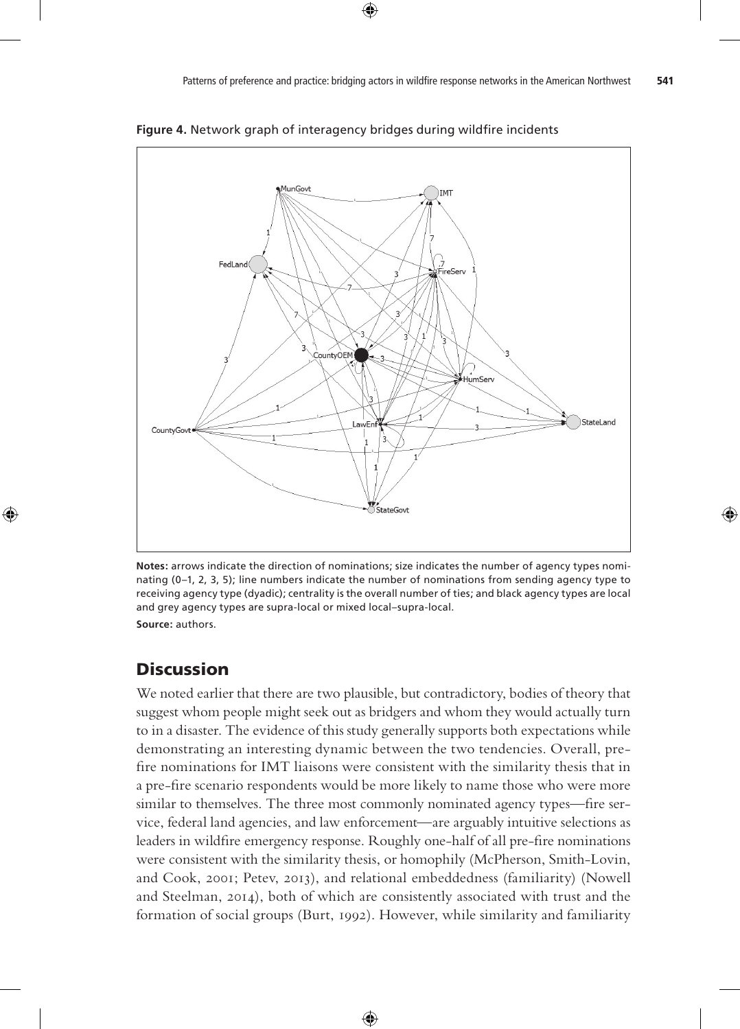**Figure 4.** Network graph of interagency bridges during wildfire incidents

**Notes:** arrows indicate the direction of nominations; size indicates the number of agency types nominating (0–1, 2, 3, 5); line numbers indicate the number of nominations from sending agency type to receiving agency type (dyadic); centrality is the overall number of ties; and black agency types are local and grey agency types are supra-local or mixed local–supra-local.

**Source:** authors.

## Discussion

We noted earlier that there are two plausible, but contradictory, bodies of theory that suggest whom people might seek out as bridgers and whom they would actually turn to in a disaster. The evidence of this study generally supports both expectations while demonstrating an interesting dynamic between the two tendencies. Overall, pre-fire nominations for IMT liaisons were consistent with the similarity thesis that in a pre-fire scenario respondents would be more likely to name those who were more similar to themselves. The three most commonly nominated agency types—fire service, federal land agencies, and law enforcement—are arguably intuitive selections as leaders in wildfire emergency response. Roughly one-half of all pre-fire nominations were consistent with the similarity thesis, or homophily (McPherson, Smith-Lovin, and Cook, 2001; Petev, 2013), and relational embeddedness (familiarity) (Nowell and Steelman, 2014), both of which are consistently associated with trust and the formation of social groups (Burt, 1992). However, while similarity and familiarity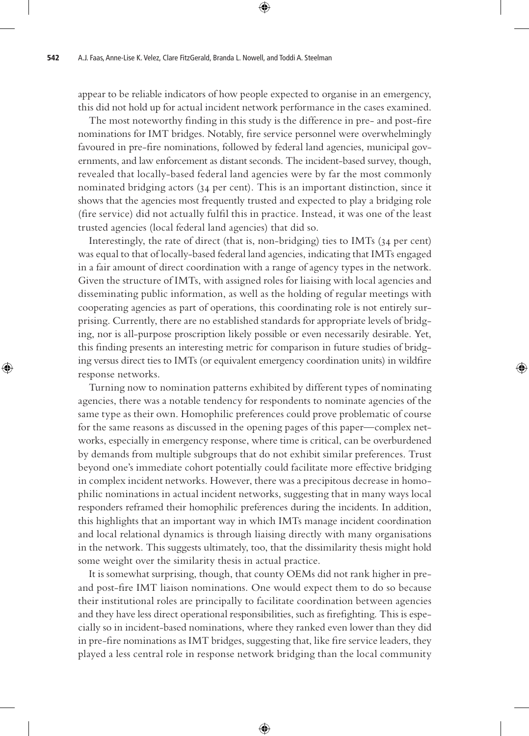appear to be reliable indicators of how people expected to organise in an emergency, this did not hold up for actual incident network performance in the cases examined.

The most noteworthy finding in this study is the difference in pre- and post-fire nominations for IMT bridges. Notably, fire service personnel were overwhelmingly favoured in pre-fire nominations, followed by federal land agencies, municipal governments, and law enforcement as distant seconds. The incident-based survey, though, revealed that locally-based federal land agencies were by far the most commonly nominated bridging actors (34 per cent). This is an important distinction, since it shows that the agencies most frequently trusted and expected to play a bridging role (fire service) did not actually fulfil this in practice. Instead, it was one of the least trusted agencies (local federal land agencies) that did so.

Interestingly, the rate of direct (that is, non-bridging) ties to IMTs (34 per cent) was equal to that of locally-based federal land agencies, indicating that IMTs engaged in a fair amount of direct coordination with a range of agency types in the network. Given the structure of IMTs, with assigned roles for liaising with local agencies and disseminating public information, as well as the holding of regular meetings with cooperating agencies as part of operations, this coordinating role is not entirely surprising. Currently, there are no established standards for appropriate levels of bridging, nor is all-purpose proscription likely possible or even necessarily desirable. Yet, this finding presents an interesting metric for comparison in future studies of bridging versus direct ties to IMTs (or equivalent emergency coordination units) in wildfire response networks.

Turning now to nomination patterns exhibited by different types of nominating agencies, there was a notable tendency for respondents to nominate agencies of the same type as their own. Homophilic preferences could prove problematic of course for the same reasons as discussed in the opening pages of this paper—complex networks, especially in emergency response, where time is critical, can be overburdened by demands from multiple subgroups that do not exhibit similar preferences. Trust beyond one's immediate cohort potentially could facilitate more effective bridging in complex incident networks. However, there was a precipitous decrease in homophilic nominations in actual incident networks, suggesting that in many ways local responders reframed their homophilic preferences during the incidents. In addition, this highlights that an important way in which IMTs manage incident coordination and local relational dynamics is through liaising directly with many organisations in the network. This suggests ultimately, too, that the dissimilarity thesis might hold some weight over the similarity thesis in actual practice.

It is somewhat surprising, though, that county OEMs did not rank higher in pre- and post-fire IMT liaison nominations. One would expect them to do so because their institutional roles are principally to facilitate coordination between agencies and they have less direct operational responsibilities, such as firefighting. This is especially so in incident-based nominations, where they ranked even lower than they did in pre-fire nominations as IMT bridges, suggesting that, like fire service leaders, they played a less central role in response network bridging than the local community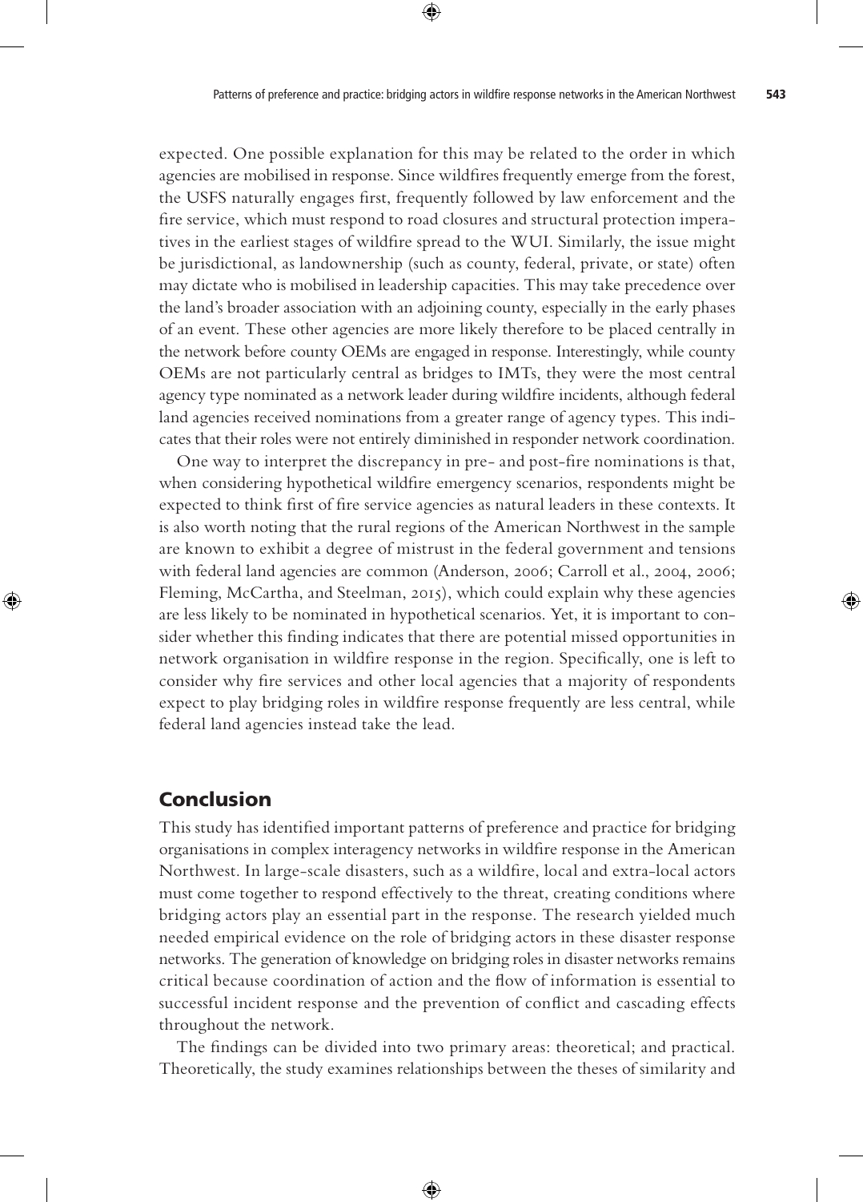expected. One possible explanation for this may be related to the order in which agencies are mobilised in response. Since wildfires frequently emerge from the forest, the USFS naturally engages first, frequently followed by law enforcement and the fire service, which must respond to road closures and structural protection imperatives in the earliest stages of wildfire spread to the WUI. Similarly, the issue might be jurisdictional, as landownership (such as county, federal, private, or state) often may dictate who is mobilised in leadership capacities. This may take precedence over the land's broader association with an adjoining county, especially in the early phases of an event. These other agencies are more likely therefore to be placed centrally in the network before county OEMs are engaged in response. Interestingly, while county OEMs are not particularly central as bridges to IMTs, they were the most central agency type nominated as a network leader during wildfire incidents, although federal land agencies received nominations from a greater range of agency types. This indicates that their roles were not entirely diminished in responder network coordination.

One way to interpret the discrepancy in pre- and post-fire nominations is that, when considering hypothetical wildfire emergency scenarios, respondents might be expected to think first of fire service agencies as natural leaders in these contexts. It is also worth noting that the rural regions of the American Northwest in the sample are known to exhibit a degree of mistrust in the federal government and tensions with federal land agencies are common (Anderson, 2006; Carroll et al., 2004, 2006; Fleming, McCartha, and Steelman, 2015), which could explain why these agencies are less likely to be nominated in hypothetical scenarios. Yet, it is important to consider whether this finding indicates that there are potential missed opportunities in network organisation in wildfire response in the region. Specifically, one is left to consider why fire services and other local agencies that a majority of respondents expect to play bridging roles in wildfire response frequently are less central, while federal land agencies instead take the lead.

## Conclusion

This study has identified important patterns of preference and practice for bridging organisations in complex interagency networks in wildfire response in the American Northwest. In large-scale disasters, such as a wildfire, local and extra-local actors must come together to respond effectively to the threat, creating conditions where bridging actors play an essential part in the response. The research yielded much needed empirical evidence on the role of bridging actors in these disaster response networks. The generation of knowledge on bridging roles in disaster networks remains critical because coordination of action and the flow of information is essential to successful incident response and the prevention of conflict and cascading effects throughout the network.

The findings can be divided into two primary areas: theoretical; and practical. Theoretically, the study examines relationships between the theses of similarity and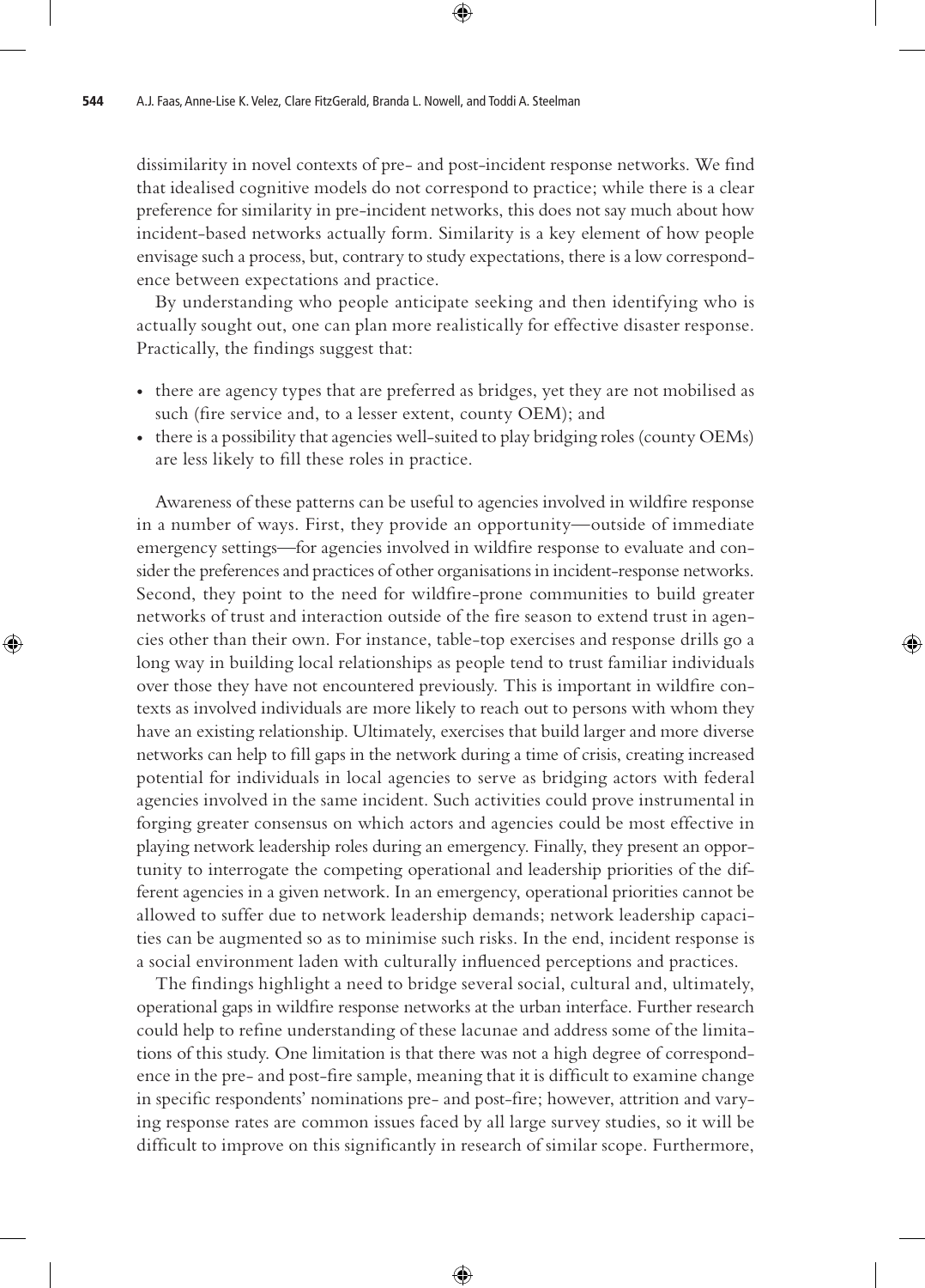dissimilarity in novel contexts of pre- and post-incident response networks. We find that idealised cognitive models do not correspond to practice; while there is a clear preference for similarity in pre-incident networks, this does not say much about how incident-based networks actually form. Similarity is a key element of how people envisage such a process, but, contrary to study expectations, there is a low correspondence between expectations and practice.

By understanding who people anticipate seeking and then identifying who is actually sought out, one can plan more realistically for effective disaster response. Practically, the findings suggest that:

- there are agency types that are preferred as bridges, yet they are not mobilised as such (fire service and, to a lesser extent, county OEM); and
- there is a possibility that agencies well-suited to play bridging roles (county OEMs) are less likely to fill these roles in practice.

Awareness of these patterns can be useful to agencies involved in wildfire response in a number of ways. First, they provide an opportunity—outside of immediate emergency settings—for agencies involved in wildfire response to evaluate and consider the preferences and practices of other organisations in incident-response networks. Second, they point to the need for wildfire-prone communities to build greater networks of trust and interaction outside of the fire season to extend trust in agencies other than their own. For instance, table-top exercises and response drills go a long way in building local relationships as people tend to trust familiar individuals over those they have not encountered previously. This is important in wildfire contexts as involved individuals are more likely to reach out to persons with whom they have an existing relationship. Ultimately, exercises that build larger and more diverse networks can help to fill gaps in the network during a time of crisis, creating increased potential for individuals in local agencies to serve as bridging actors with federal agencies involved in the same incident. Such activities could prove instrumental in forging greater consensus on which actors and agencies could be most effective in playing network leadership roles during an emergency. Finally, they present an opportunity to interrogate the competing operational and leadership priorities of the different agencies in a given network. In an emergency, operational priorities cannot be allowed to suffer due to network leadership demands; network leadership capacities can be augmented so as to minimise such risks. In the end, incident response is a social environment laden with culturally influenced perceptions and practices.

The findings highlight a need to bridge several social, cultural and, ultimately, operational gaps in wildfire response networks at the urban interface. Further research could help to refine understanding of these lacunae and address some of the limitations of this study. One limitation is that there was not a high degree of correspondence in the pre- and post-fire sample, meaning that it is difficult to examine change in specific respondents' nominations pre- and post-fire; however, attrition and varying response rates are common issues faced by all large survey studies, so it will be difficult to improve on this significantly in research of similar scope. Furthermore,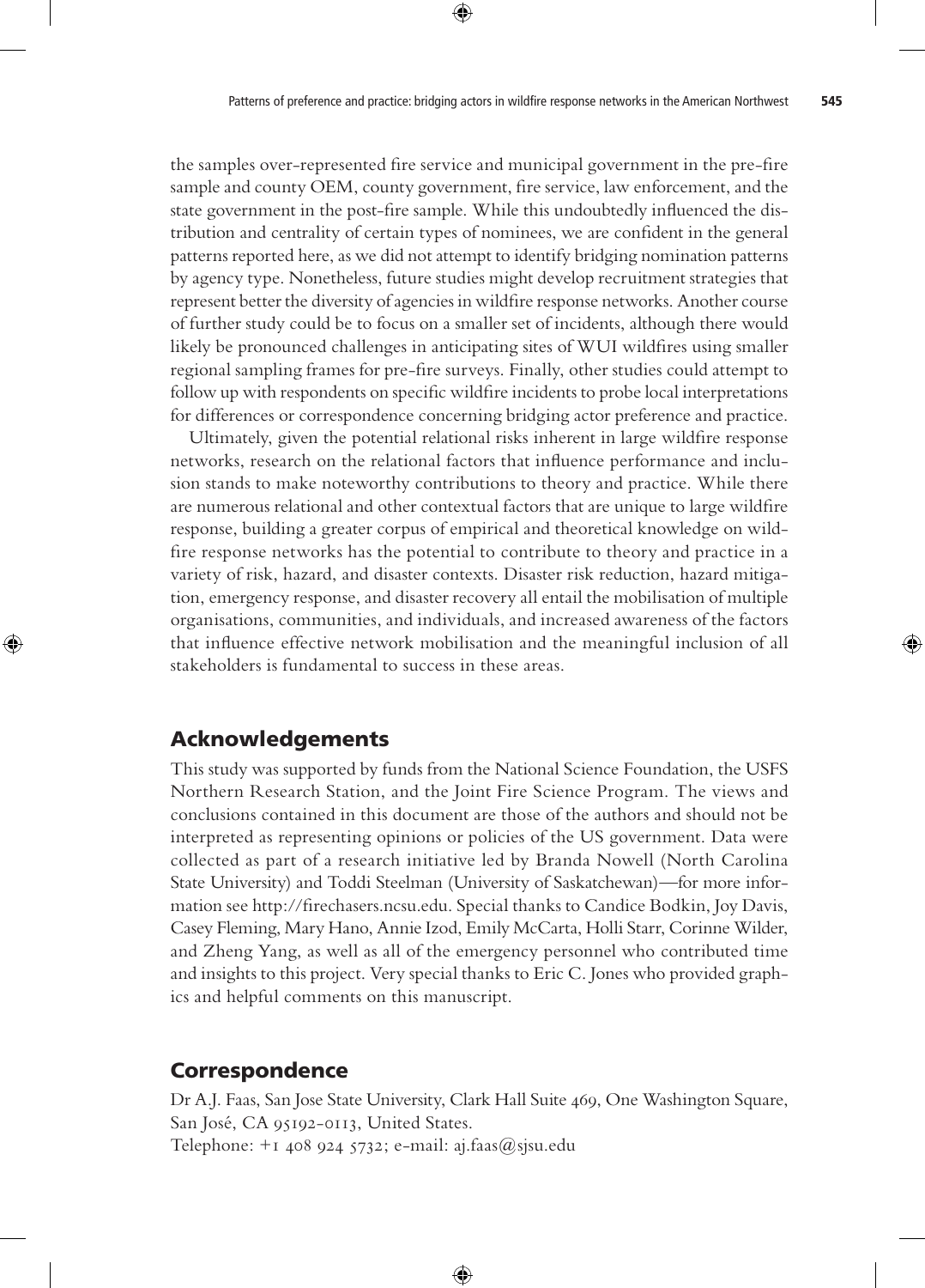the samples over-represented fire service and municipal government in the pre-fire sample and county OEM, county government, fire service, law enforcement, and the state government in the post-fire sample. While this undoubtedly influenced the distribution and centrality of certain types of nominees, we are confident in the general patterns reported here, as we did not attempt to identify bridging nomination patterns by agency type. Nonetheless, future studies might develop recruitment strategies that represent better the diversity of agencies in wildfire response networks. Another course of further study could be to focus on a smaller set of incidents, although there would likely be pronounced challenges in anticipating sites of WUI wildfires using smaller regional sampling frames for pre-fire surveys. Finally, other studies could attempt to follow up with respondents on specific wildfire incidents to probe local interpretations for differences or correspondence concerning bridging actor preference and practice.

Ultimately, given the potential relational risks inherent in large wildfire response networks, research on the relational factors that influence performance and inclusion stands to make noteworthy contributions to theory and practice. While there are numerous relational and other contextual factors that are unique to large wildfire response, building a greater corpus of empirical and theoretical knowledge on wildfire response networks has the potential to contribute to theory and practice in a variety of risk, hazard, and disaster contexts. Disaster risk reduction, hazard mitigation, emergency response, and disaster recovery all entail the mobilisation of multiple organisations, communities, and individuals, and increased awareness of the factors that influence effective network mobilisation and the meaningful inclusion of all stakeholders is fundamental to success in these areas.

## Acknowledgements

This study was supported by funds from the National Science Foundation, the USFS Northern Research Station, and the Joint Fire Science Program. The views and conclusions contained in this document are those of the authors and should not be interpreted as representing opinions or policies of the US government. Data were collected as part of a research initiative led by Branda Nowell (North Carolina State University) and Toddi Steelman (University of Saskatchewan)—for more information see http://firechasers.ncsu.edu. Special thanks to Candice Bodkin, Joy Davis, Casey Fleming, Mary Hano, Annie Izod, Emily McCarta, Holli Starr, Corinne Wilder, and Zheng Yang, as well as all of the emergency personnel who contributed time and insights to this project. Very special thanks to Eric C. Jones who provided graphics and helpful comments on this manuscript.

## Correspondence

Dr A.J. Faas, San Jose State University, Clark Hall Suite 469, One Washington Square, San José, CA 95192-0113, United States.
Telephone: +1 408 924 5732; e-mail: aj.faas@sjsu.edu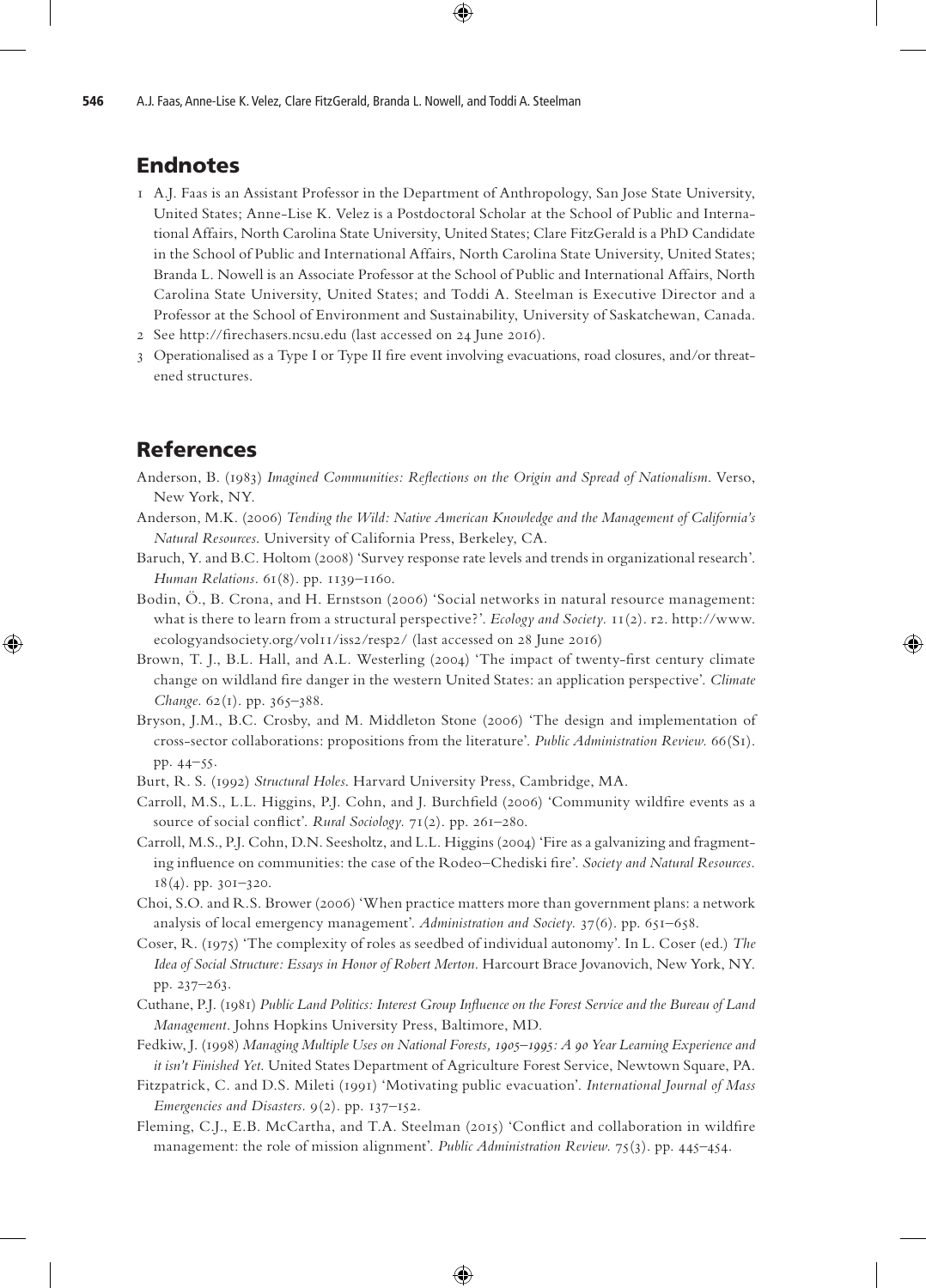## Endnotes

1 A.J. Faas is an Assistant Professor in the Department of Anthropology, San Jose State University, United States; Anne-Lise K. Velez is a Postdoctoral Scholar at the School of Public and International Affairs, North Carolina State University, United States; Clare FitzGerald is a PhD Candidate in the School of Public and International Affairs, North Carolina State University, United States; Branda L. Nowell is an Associate Professor at the School of Public and International Affairs, North Carolina State University, United States; and Toddi A. Steelman is Executive Director and a Professor at the School of Environment and Sustainability, University of Saskatchewan, Canada.

2 See http://firechasers.ncsu.edu (last accessed on 24 June 2016).

3 Operationalised as a Type I or Type II fire event involving evacuations, road closures, and/or threatened structures.

## References

Anderson, B. (1983) *Imagined Communities: Reflections on the Origin and Spread of Nationalism*. Verso, New York, NY.

Anderson, M.K. (2006) *Tending the Wild: Native American Knowledge and the Management of California's Natural Resources*. University of California Press, Berkeley, CA.

Baruch, Y. and B.C. Holtom (2008) 'Survey response rate levels and trends in organizational research'. *Human Relations*. 61(8). pp. 1139–1160.

Bodin, Ö., B. Crona, and H. Ernstson (2006) 'Social networks in natural resource management: what is there to learn from a structural perspective?'. *Ecology and Society*. 11(2). r2. http://www.ecologyandsociety.org/vol11/iss2/resp2/ (last accessed on 28 June 2016)

Brown, T. J., B.L. Hall, and A.L. Westerling (2004) 'The impact of twenty-first century climate change on wildland fire danger in the western United States: an application perspective'. *Climate Change*. 62(1). pp. 365–388.

Bryson, J.M., B.C. Crosby, and M. Middleton Stone (2006) 'The design and implementation of cross-sector collaborations: propositions from the literature'. *Public Administration Review*. 66(S1). pp. 44–55.

Burt, R. S. (1992) *Structural Holes*. Harvard University Press, Cambridge, MA.

Carroll, M.S., L.L. Higgins, P.J. Cohn, and J. Burchfield (2006) 'Community wildfire events as a source of social conflict'. *Rural Sociology*. 71(2). pp. 261–280.

Carroll, M.S., P.J. Cohn, D.N. Seesholtz, and L.L. Higgins (2004) 'Fire as a galvanizing and fragmenting influence on communities: the case of the Rodeo–Chediski fire'. *Society and Natural Resources*. 18(4). pp. 301–320.

Choi, S.O. and R.S. Brower (2006) 'When practice matters more than government plans: a network analysis of local emergency management'. *Administration and Society*. 37(6). pp. 651–658.

Coser, R. (1975) 'The complexity of roles as seedbed of individual autonomy'. In L. Coser (ed.) *The Idea of Social Structure: Essays in Honor of Robert Merton*. Harcourt Brace Jovanovich, New York, NY. pp. 237–263.

Cuthane, P.J. (1981) *Public Land Politics: Interest Group Influence on the Forest Service and the Bureau of Land Management*. Johns Hopkins University Press, Baltimore, MD.

Fedkiw, J. (1998) *Managing Multiple Uses on National Forests, 1905–1995: A 90 Year Learning Experience and it isn't Finished Yet*. United States Department of Agriculture Forest Service, Newtown Square, PA.

Fitzpatrick, C. and D.S. Mileti (1991) 'Motivating public evacuation'. *International Journal of Mass Emergencies and Disasters*. 9(2). pp. 137–152.

Fleming, C.J., E.B. McCartha, and T.A. Steelman (2015) 'Conflict and collaboration in wildfire management: the role of mission alignment'. *Public Administration Review*. 75(3). pp. 445–454.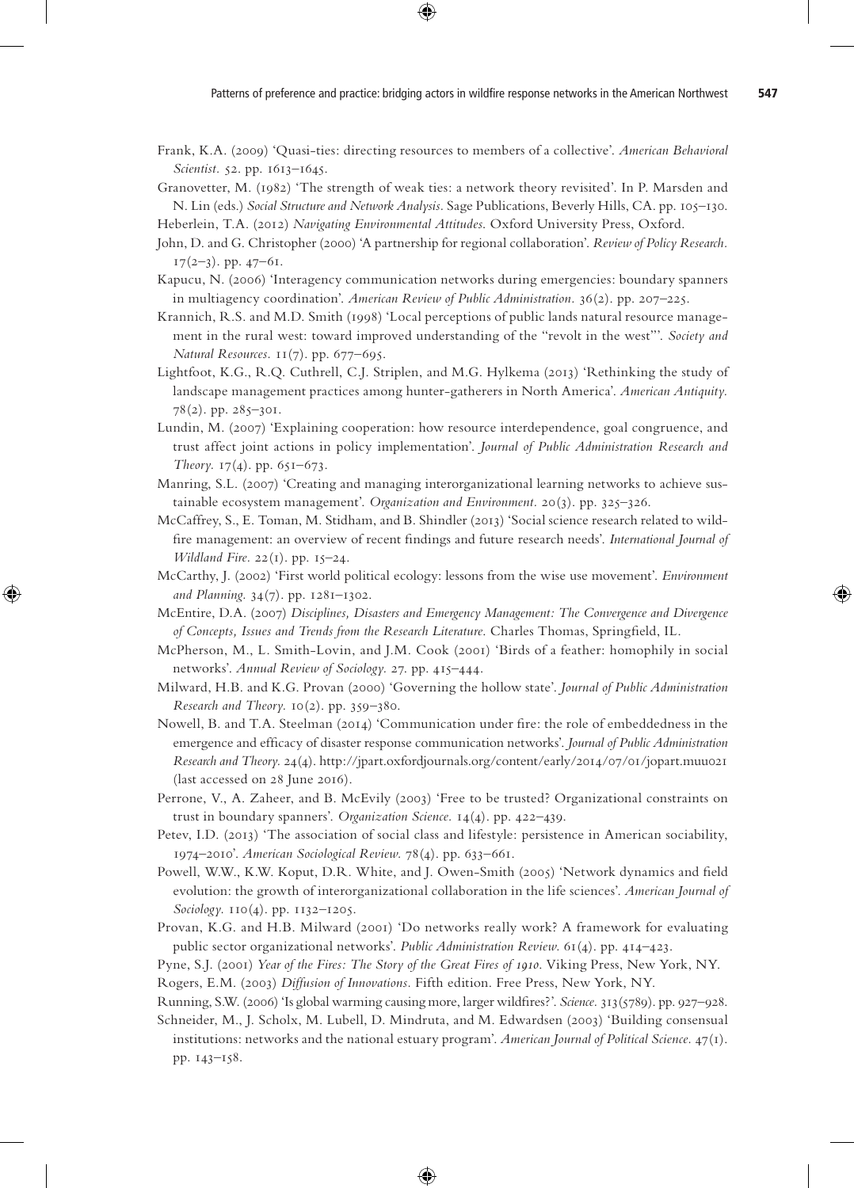Frank, K.A. (2009) 'Quasi-ties: directing resources to members of a collective'. *American Behavioral Scientist*. 52. pp. 1613–1645.

Granovetter, M. (1982) 'The strength of weak ties: a network theory revisited'. In P. Marsden and N. Lin (eds.) *Social Structure and Network Analysis*. Sage Publications, Beverly Hills, CA. pp. 105–130.

Heberlein, T.A. (2012) *Navigating Environmental Attitudes*. Oxford University Press, Oxford.

John, D. and G. Christopher (2000) 'A partnership for regional collaboration'. *Review of Policy Research*. 17(2–3). pp. 47–61.

Kapucu, N. (2006) 'Interagency communication networks during emergencies: boundary spanners in multiagency coordination'. *American Review of Public Administration*. 36(2). pp. 207–225.

Krannich, R.S. and M.D. Smith (1998) 'Local perceptions of public lands natural resource management in the rural west: toward improved understanding of the "revolt in the west"'. *Society and Natural Resources*. 11(7). pp. 677–695.

Lightfoot, K.G., R.Q. Cuthrell, C.J. Striplen, and M.G. Hylkema (2013) 'Rethinking the study of landscape management practices among hunter-gatherers in North America'. *American Antiquity*. 78(2). pp. 285–301.

Lundin, M. (2007) 'Explaining cooperation: how resource interdependence, goal congruence, and trust affect joint actions in policy implementation'. *Journal of Public Administration Research and Theory*. 17(4). pp. 651–673.

Manring, S.L. (2007) 'Creating and managing interorganizational learning networks to achieve sustainable ecosystem management'. *Organization and Environment*. 20(3). pp. 325–326.

McCaffrey, S., E. Toman, M. Stidham, and B. Shindler (2013) 'Social science research related to wildfire management: an overview of recent findings and future research needs'. *International Journal of Wildland Fire*. 22(1). pp. 15–24.

McCarthy, J. (2002) 'First world political ecology: lessons from the wise use movement'. *Environment and Planning*. 34(7). pp. 1281–1302.

McEntire, D.A. (2007) *Disciplines, Disasters and Emergency Management: The Convergence and Divergence of Concepts, Issues and Trends from the Research Literature*. Charles Thomas, Springfield, IL.

McPherson, M., L. Smith-Lovin, and J.M. Cook (2001) 'Birds of a feather: homophily in social networks'. *Annual Review of Sociology*. 27. pp. 415–444.

Milward, H.B. and K.G. Provan (2000) 'Governing the hollow state'. *Journal of Public Administration Research and Theory*. 10(2). pp. 359–380.

Nowell, B. and T.A. Steelman (2014) 'Communication under fire: the role of embeddedness in the emergence and efficacy of disaster response communication networks'. *Journal of Public Administration Research and Theory*. 24(4). http://jpart.oxfordjournals.org/content/early/2014/07/01/jopart.muu021 (last accessed on 28 June 2016).

Perrone, V., A. Zaheer, and B. McEvily (2003) 'Free to be trusted? Organizational constraints on trust in boundary spanners'. *Organization Science*. 14(4). pp. 422–439.

Petev, I.D. (2013) 'The association of social class and lifestyle: persistence in American sociability, 1974–2010'. *American Sociological Review*. 78(4). pp. 633–661.

Powell, W.W., K.W. Koput, D.R. White, and J. Owen-Smith (2005) 'Network dynamics and field evolution: the growth of interorganizational collaboration in the life sciences'. *American Journal of Sociology*. 110(4). pp. 1132–1205.

Provan, K.G. and H.B. Milward (2001) 'Do networks really work? A framework for evaluating public sector organizational networks'. *Public Administration Review*. 61(4). pp. 414–423.

Pyne, S.J. (2001) *Year of the Fires: The Story of the Great Fires of 1910*. Viking Press, New York, NY.

Rogers, E.M. (2003) *Diffusion of Innovations*. Fifth edition. Free Press, New York, NY.

Running, S.W. (2006) 'Is global warming causing more, larger wildfires?'. *Science*. 313(5789). pp. 927–928.

Schneider, M., J. Scholz, M. Lubell, D. Mindruta, and M. Edwardsen (2003) 'Building consensual institutions: networks and the national estuary program'. *American Journal of Political Science*. 47(1). pp. 143–158.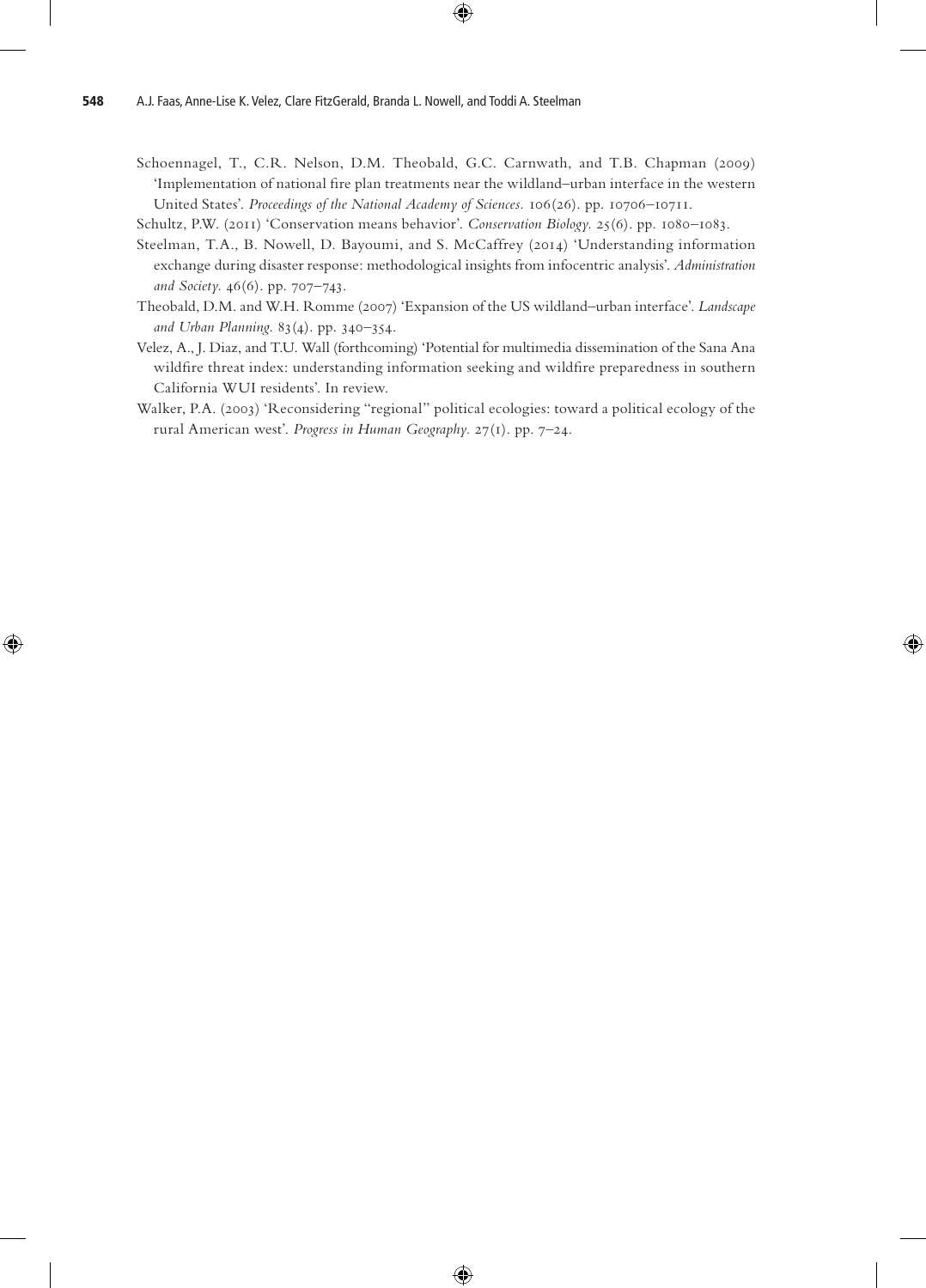Schoennagel, T., C.R. Nelson, D.M. Theobald, G.C. Carnwath, and T.B. Chapman (2009) 'Implementation of national fire plan treatments near the wildland–urban interface in the western United States'. *Proceedings of the National Academy of Sciences.* 106(26). pp. 10706–10711.

Schultz, P.W. (2011) 'Conservation means behavior'. *Conservation Biology.* 25(6). pp. 1080–1083.

Steelman, T.A., B. Nowell, D. Bayoumi, and S. McCaffrey (2014) 'Understanding information exchange during disaster response: methodological insights from infocentric analysis'. *Administration and Society.* 46(6). pp. 707–743.

Theobald, D.M. and W.H. Romme (2007) 'Expansion of the US wildland–urban interface'. *Landscape and Urban Planning.* 83(4). pp. 340–354.

Velez, A., J. Diaz, and T.U. Wall (forthcoming) 'Potential for multimedia dissemination of the Sana Ana wildfire threat index: understanding information seeking and wildfire preparedness in southern California WUI residents'. In review.

Walker, P.A. (2003) 'Reconsidering "regional" political ecologies: toward a political ecology of the rural American west'. *Progress in Human Geography.* 27(1). pp. 7–24.